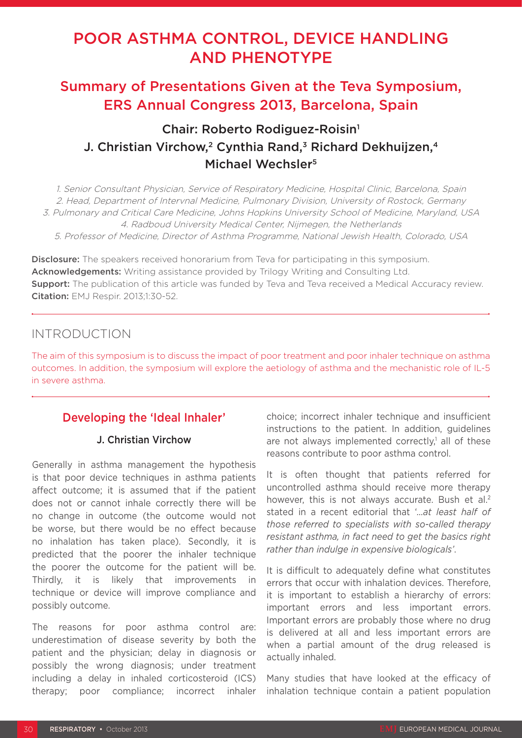# POOR ASTHMA CONTROL, DEVICE HANDLING AND PHENOTYPE

## Summary of Presentations Given at the Teva Symposium, ERS Annual Congress 2013, Barcelona, Spain

### Chair: Roberto Rodiguez-Roisin[1]
### J. Christian Virchow,[2] Cynthia Rand,[3] Richard Dekhuijzen,[4] Michael Wechsler[5]

*1. Senior Consultant Physician, Service of Respiratory Medicine, Hospital Clinic, Barcelona, Spain*
*2. Head, Department of Intervnal Medicine, Pulmonary Division, University of Rostock, Germany*
*3. Pulmonary and Critical Care Medicine, Johns Hopkins University School of Medicine, Maryland, USA*
*4. Radboud University Medical Center, Nijmegen, the Netherlands*
*5. Professor of Medicine, Director of Asthma Programme, National Jewish Health, Colorado, USA*

**Disclosure:** The speakers received honorarium from Teva for participating in this symposium.
**Acknowledgements:** Writing assistance provided by Trilogy Writing and Consulting Ltd.
**Support:** The publication of this article was funded by Teva and Teva received a Medical Accuracy review.
**Citation:** EMJ Respir. 2013;1:30-52.

## INTRODUCTION

The aim of this symposium is to discuss the impact of poor treatment and poor inhaler technique on asthma outcomes. In addition, the symposium will explore the aetiology of asthma and the mechanistic role of IL-5 in severe asthma.

## Developing the 'Ideal Inhaler'

### J. Christian Virchow

Generally in asthma management the hypothesis is that poor device techniques in asthma patients affect outcome; it is assumed that if the patient does not or cannot inhale correctly there will be no change in outcome (the outcome would not be worse, but there would be no effect because no inhalation has taken place). Secondly, it is predicted that the poorer the inhaler technique the poorer the outcome for the patient will be. Thirdly, it is likely that improvements in technique or device will improve compliance and possibly outcome.

The reasons for poor asthma control are: underestimation of disease severity by both the patient and the physician; delay in diagnosis or possibly the wrong diagnosis; under treatment including a delay in inhaled corticosteroid (ICS) therapy; poor compliance; incorrect inhaler choice; incorrect inhaler technique and insufficient instructions to the patient. In addition, guidelines are not always implemented correctly,[1] all of these reasons contribute to poor asthma control.

It is often thought that patients referred for uncontrolled asthma should receive more therapy however, this is not always accurate. Bush et al.[2] stated in a recent editorial that '*...at least half of those referred to specialists with so-called therapy resistant asthma, in fact need to get the basics right rather than indulge in expensive biologicals'*.

It is difficult to adequately define what constitutes errors that occur with inhalation devices. Therefore, it is important to establish a hierarchy of errors: important errors and less important errors. Important errors are probably those where no drug is delivered at all and less important errors are when a partial amount of the drug released is actually inhaled.

Many studies that have looked at the efficacy of inhalation technique contain a patient population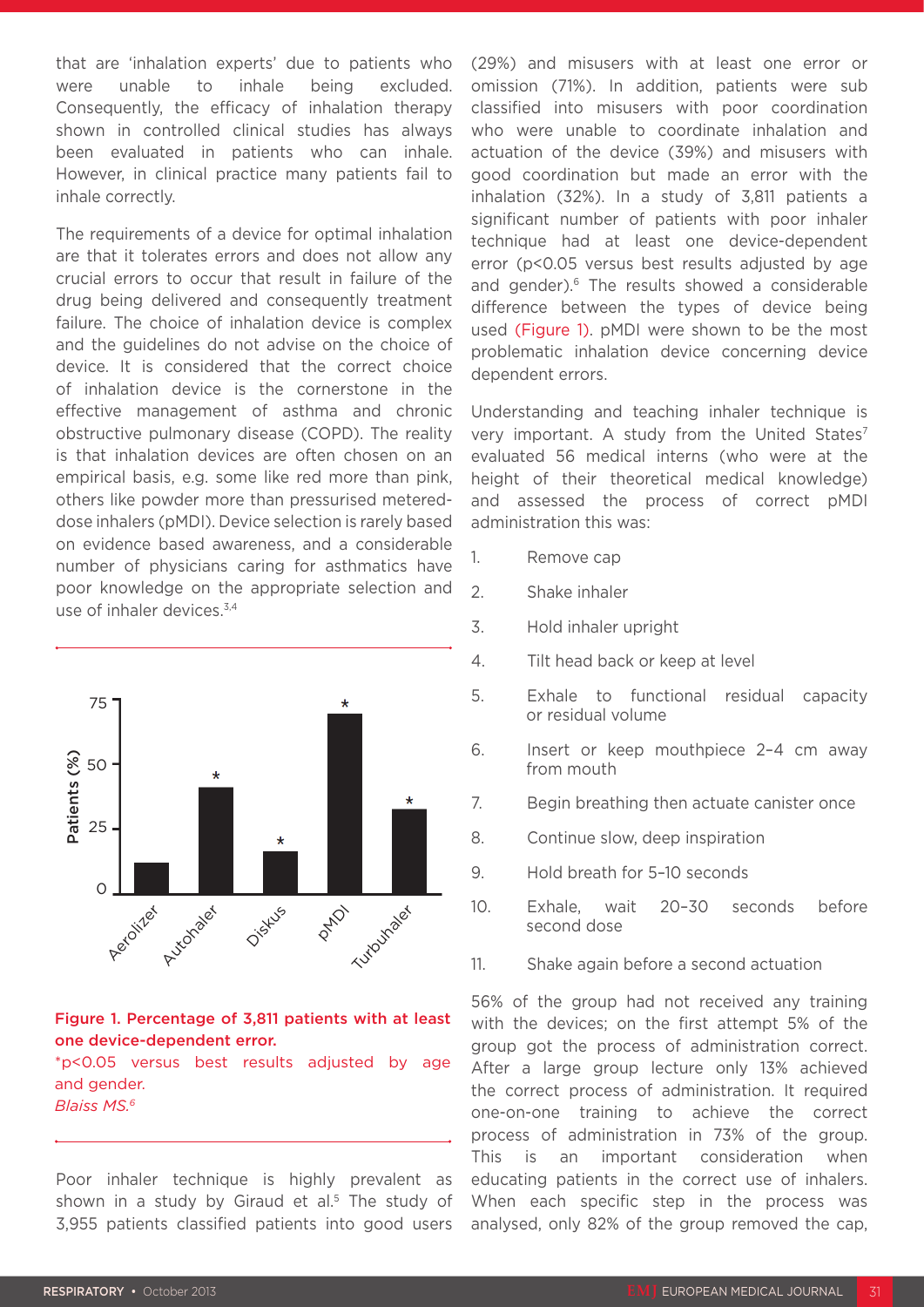that are 'inhalation experts' due to patients who were unable to inhale being excluded. Consequently, the efficacy of inhalation therapy shown in controlled clinical studies has always been evaluated in patients who can inhale. However, in clinical practice many patients fail to inhale correctly.

The requirements of a device for optimal inhalation are that it tolerates errors and does not allow any crucial errors to occur that result in failure of the drug being delivered and consequently treatment failure. The choice of inhalation device is complex and the guidelines do not advise on the choice of device. It is considered that the correct choice of inhalation device is the cornerstone in the effective management of asthma and chronic obstructive pulmonary disease (COPD). The reality is that inhalation devices are often chosen on an empirical basis, e.g. some like red more than pink, others like powder more than pressurised metered-dose inhalers (pMDI). Device selection is rarely based on evidence based awareness, and a considerable number of physicians caring for asthmatics have poor knowledge on the appropriate selection and use of inhaler devices.[3,4]

**Figure 1. Percentage of 3,811 patients with at least one device-dependent error.**
*p<0.05 versus best results adjusted by age and gender.
*Blaiss MS.*[6]

Poor inhaler technique is highly prevalent as shown in a study by Giraud et al.[5] The study of 3,955 patients classified patients into good users (29%) and misusers with at least one error or omission (71%). In addition, patients were sub classified into misusers with poor coordination who were unable to coordinate inhalation and actuation of the device (39%) and misusers with good coordination but made an error with the inhalation (32%). In a study of 3,811 patients a significant number of patients with poor inhaler technique had at least one device-dependent error ($p<0.05$ versus best results adjusted by age and gender).[6] The results showed a considerable difference between the types of device being used (Figure 1). pMDI were shown to be the most problematic inhalation device concerning device dependent errors.

Understanding and teaching inhaler technique is very important. A study from the United States[7] evaluated 56 medical interns (who were at the height of their theoretical medical knowledge) and assessed the process of correct pMDI administration this was:

1. Remove cap
2. Shake inhaler
3. Hold inhaler upright
4. Tilt head back or keep at level
5. Exhale to functional residual capacity or residual volume
6. Insert or keep mouthpiece 2–4 cm away from mouth
7. Begin breathing then actuate canister once
8. Continue slow, deep inspiration
9. Hold breath for 5–10 seconds
10. Exhale, wait 20–30 seconds before second dose
11. Shake again before a second actuation

56% of the group had not received any training with the devices; on the first attempt 5% of the group got the process of administration correct. After a large group lecture only 13% achieved the correct process of administration. It required one-on-one training to achieve the correct process of administration in 73% of the group. This is an important consideration when educating patients in the correct use of inhalers. When each specific step in the process was analysed, only 82% of the group removed the cap,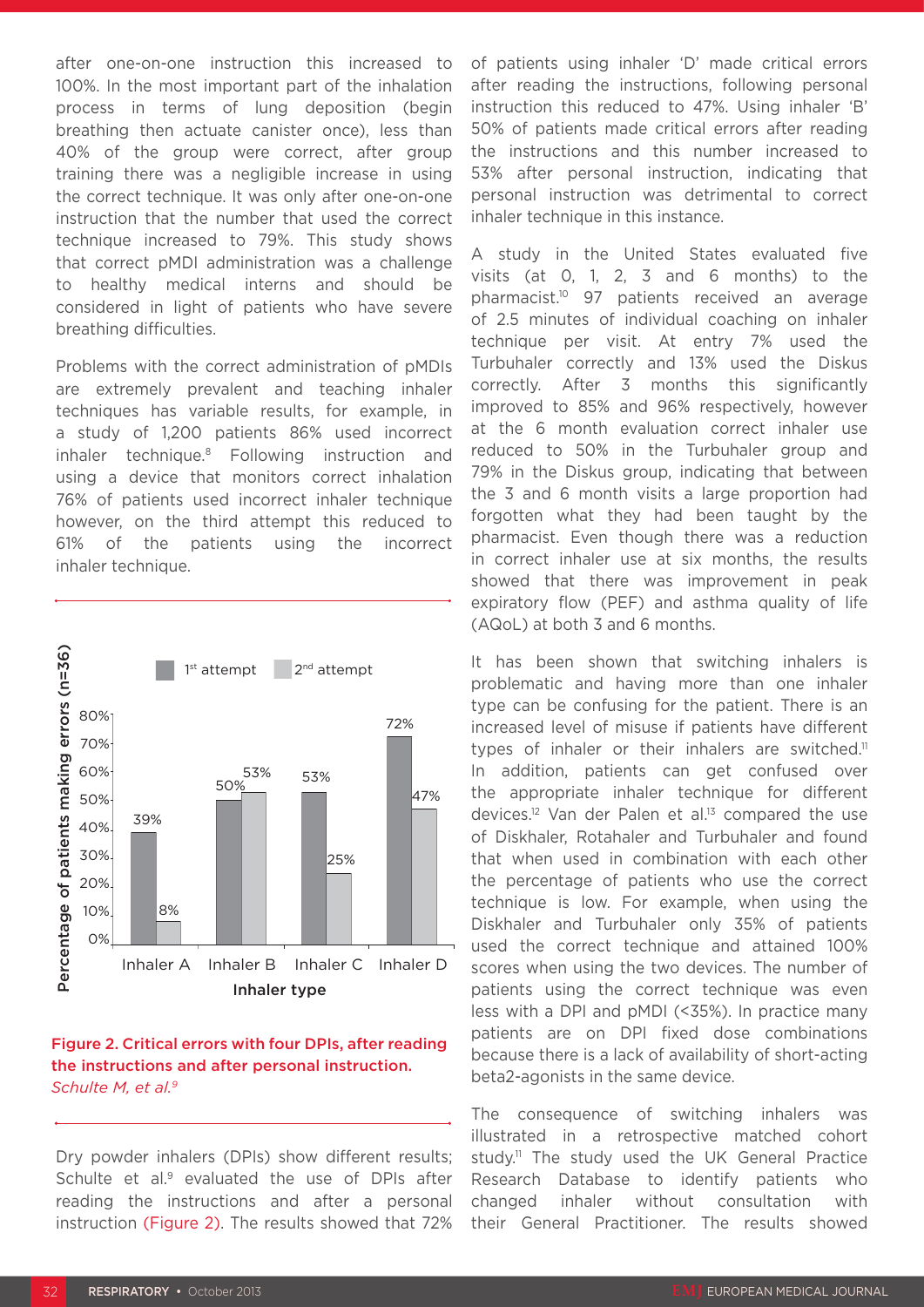after one-on-one instruction this increased to 100%. In the most important part of the inhalation process in terms of lung deposition (begin breathing then actuate canister once), less than 40% of the group were correct, after group training there was a negligible increase in using the correct technique. It was only after one-on-one instruction that the number that used the correct technique increased to 79%. This study shows that correct pMDI administration was a challenge to healthy medical interns and should be considered in light of patients who have severe breathing difficulties.

Problems with the correct administration of pMDIs are extremely prevalent and teaching inhaler techniques has variable results, for example, in a study of 1,200 patients 86% used incorrect inhaler technique.[8] Following instruction and using a device that monitors correct inhalation 76% of patients used incorrect inhaler technique however, on the third attempt this reduced to 61% of the patients using the incorrect inhaler technique.

| Inhaler type | 1st attempt | 2nd attempt |
|---|---|---|
| Inhaler A | 39% | 8% |
| Inhaler B | 50% | 53% |
| Inhaler C | 53% | 25% |
| Inhaler D | 72% | 47% |

Y-axis: Percentage of patients making errors (n=36)

**Figure 2. Critical errors with four DPIs, after reading the instructions and after personal instruction.**
*Schulte M, et al.[9]*

Dry powder inhalers (DPIs) show different results; Schulte et al.[9] evaluated the use of DPIs after reading the instructions and after a personal instruction (Figure 2). The results showed that 72% of patients using inhaler 'D' made critical errors after reading the instructions, following personal instruction this reduced to 47%. Using inhaler 'B' 50% of patients made critical errors after reading the instructions and this number increased to 53% after personal instruction, indicating that personal instruction was detrimental to correct inhaler technique in this instance.

A study in the United States evaluated five visits (at 0, 1, 2, 3 and 6 months) to the pharmacist.[10] 97 patients received an average of 2.5 minutes of individual coaching on inhaler technique per visit. At entry 7% used the Turbuhaler correctly and 13% used the Diskus correctly. After 3 months this significantly improved to 85% and 96% respectively, however at the 6 month evaluation correct inhaler use reduced to 50% in the Turbuhaler group and 79% in the Diskus group, indicating that between the 3 and 6 month visits a large proportion had forgotten what they had been taught by the pharmacist. Even though there was a reduction in correct inhaler use at six months, the results showed that there was improvement in peak expiratory flow (PEF) and asthma quality of life (AQoL) at both 3 and 6 months.

It has been shown that switching inhalers is problematic and having more than one inhaler type can be confusing for the patient. There is an increased level of misuse if patients have different types of inhaler or their inhalers are switched.[11] In addition, patients can get confused over the appropriate inhaler technique for different devices.[12] Van der Palen et al.[13] compared the use of Diskhaler, Rotahaler and Turbuhaler and found that when used in combination with each other the percentage of patients who use the correct technique is low. For example, when using the Diskhaler and Turbuhaler only 35% of patients used the correct technique and attained 100% scores when using the two devices. The number of patients using the correct technique was even less with a DPI and pMDI (<35%). In practice many patients are on DPI fixed dose combinations because there is a lack of availability of short-acting beta2-agonists in the same device.

The consequence of switching inhalers was illustrated in a retrospective matched cohort study.[11] The study used the UK General Practice Research Database to identify patients who changed inhaler without consultation with their General Practitioner. The results showed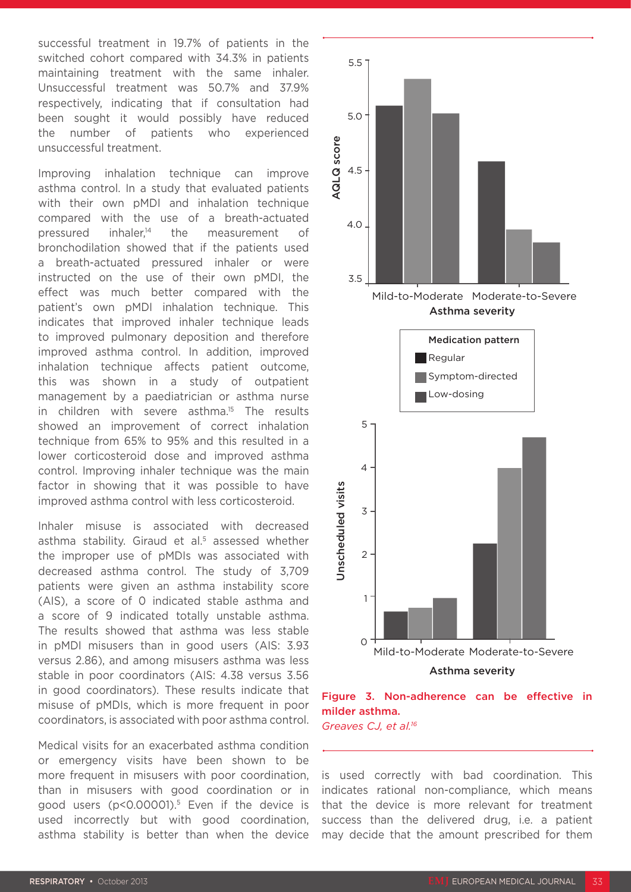successful treatment in 19.7% of patients in the switched cohort compared with 34.3% in patients maintaining treatment with the same inhaler. Unsuccessful treatment was 50.7% and 37.9% respectively, indicating that if consultation had been sought it would possibly have reduced the number of patients who experienced unsuccessful treatment.

Improving inhalation technique can improve asthma control. In a study that evaluated patients with their own pMDI and inhalation technique compared with the use of a breath-actuated pressured inhaler,[14] the measurement of bronchodilation showed that if the patients used a breath-actuated pressured inhaler or were instructed on the use of their own pMDI, the effect was much better compared with the patient's own pMDI inhalation technique. This indicates that improved inhaler technique leads to improved pulmonary deposition and therefore improved asthma control. In addition, improved inhalation technique affects patient outcome, this was shown in a study of outpatient management by a paediatrician or asthma nurse in children with severe asthma.[15] The results showed an improvement of correct inhalation technique from 65% to 95% and this resulted in a lower corticosteroid dose and improved asthma control. Improving inhaler technique was the main factor in showing that it was possible to have improved asthma control with less corticosteroid.

Inhaler misuse is associated with decreased asthma stability. Giraud et al.[5] assessed whether the improper use of pMDIs was associated with decreased asthma control. The study of 3,709 patients were given an asthma instability score (AIS), a score of 0 indicated stable asthma and a score of 9 indicated totally unstable asthma. The results showed that asthma was less stable in pMDI misusers than in good users (AIS: 3.93 versus 2.86), and among misusers asthma was less stable in poor coordinators (AIS: 4.38 versus 3.56 in good coordinators). These results indicate that misuse of pMDIs, which is more frequent in poor coordinators, is associated with poor asthma control.

Medical visits for an exacerbated asthma condition or emergency visits have been shown to be more frequent in misusers with poor coordination, than in misusers with good coordination or in good users ($p<0.00001$).[5] Even if the device is used incorrectly but with good coordination, asthma stability is better than when the device is used correctly with bad coordination. This indicates rational non-compliance, which means that the device is more relevant for treatment success than the delivered drug, i.e. a patient may decide that the amount prescribed for them

**Figure 3. Non-adherence can be effective in milder asthma.**
*Greaves CJ, et al.*[16]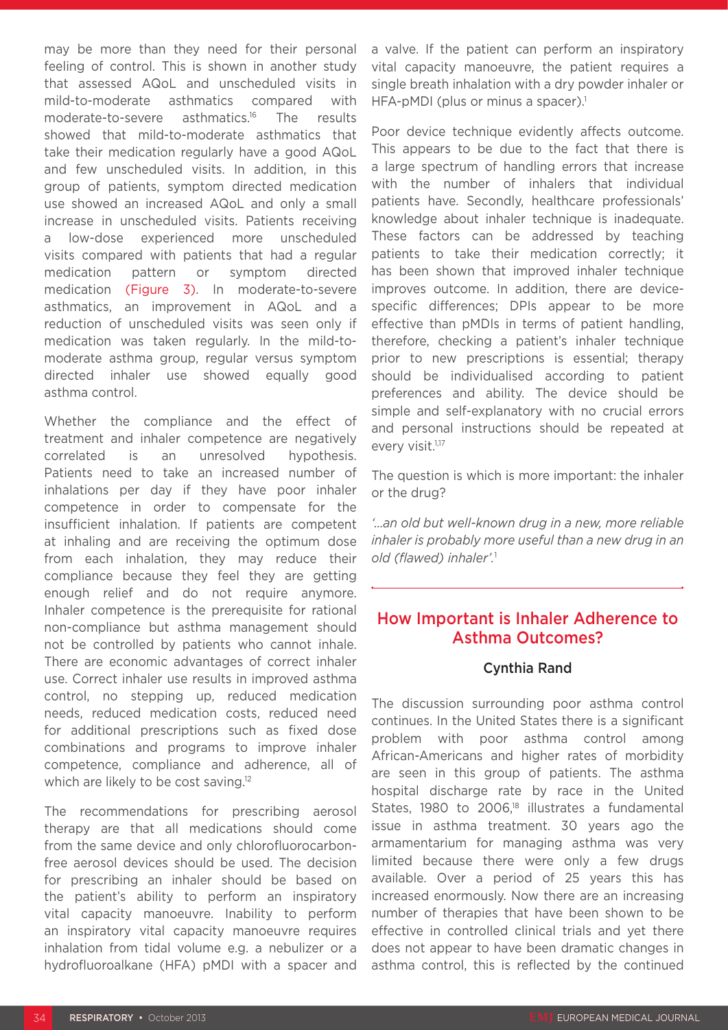may be more than they need for their personal feeling of control. This is shown in another study that assessed AQoL and unscheduled visits in mild-to-moderate asthmatics compared with moderate-to-severe asthmatics.[16] The results showed that mild-to-moderate asthmatics that take their medication regularly have a good AQoL and few unscheduled visits. In addition, in this group of patients, symptom directed medication use showed an increased AQoL and only a small increase in unscheduled visits. Patients receiving a low-dose experienced more unscheduled visits compared with patients that had a regular medication pattern or symptom directed medication (Figure 3). In moderate-to-severe asthmatics, an improvement in AQoL and a reduction of unscheduled visits was seen only if medication was taken regularly. In the mild-to-moderate asthma group, regular versus symptom directed inhaler use showed equally good asthma control.

Whether the compliance and the effect of treatment and inhaler competence are negatively correlated is an unresolved hypothesis. Patients need to take an increased number of inhalations per day if they have poor inhaler competence in order to compensate for the insufficient inhalation. If patients are competent at inhaling and are receiving the optimum dose from each inhalation, they may reduce their compliance because they feel they are getting enough relief and do not require anymore. Inhaler competence is the prerequisite for rational non-compliance but asthma management should not be controlled by patients who cannot inhale. There are economic advantages of correct inhaler use. Correct inhaler use results in improved asthma control, no stepping up, reduced medication needs, reduced medication costs, reduced need for additional prescriptions such as fixed dose combinations and programs to improve inhaler competence, compliance and adherence, all of which are likely to be cost saving.[12]

The recommendations for prescribing aerosol therapy are that all medications should come from the same device and only chlorofluorocarbon-free aerosol devices should be used. The decision for prescribing an inhaler should be based on the patient's ability to perform an inspiratory vital capacity manoeuvre. Inability to perform an inspiratory vital capacity manoeuvre requires inhalation from tidal volume e.g. a nebulizer or a hydrofluoroalkane (HFA) pMDI with a spacer and a valve. If the patient can perform an inspiratory vital capacity manoeuvre, the patient requires a single breath inhalation with a dry powder inhaler or HFA-pMDI (plus or minus a spacer).[1]

Poor device technique evidently affects outcome. This appears to be due to the fact that there is a large spectrum of handling errors that increase with the number of inhalers that individual patients have. Secondly, healthcare professionals' knowledge about inhaler technique is inadequate. These factors can be addressed by teaching patients to take their medication correctly; it has been shown that improved inhaler technique improves outcome. In addition, there are device-specific differences; DPIs appear to be more effective than pMDIs in terms of patient handling, therefore, checking a patient's inhaler technique prior to new prescriptions is essential; therapy should be individualised according to patient preferences and ability. The device should be simple and self-explanatory with no crucial errors and personal instructions should be repeated at every visit.[1,17]

The question is which is more important: the inhaler or the drug?

*'...an old but well-known drug in a new, more reliable inhaler is probably more useful than a new drug in an old (flawed) inhaler'.*[1]

## How Important is Inhaler Adherence to Asthma Outcomes?

### Cynthia Rand

The discussion surrounding poor asthma control continues. In the United States there is a significant problem with poor asthma control among African-Americans and higher rates of morbidity are seen in this group of patients. The asthma hospital discharge rate by race in the United States, 1980 to 2006,[18] illustrates a fundamental issue in asthma treatment. 30 years ago the armamentarium for managing asthma was very limited because there were only a few drugs available. Over a period of 25 years this has increased enormously. Now there are an increasing number of therapies that have been shown to be effective in controlled clinical trials and yet there does not appear to have been dramatic changes in asthma control, this is reflected by the continued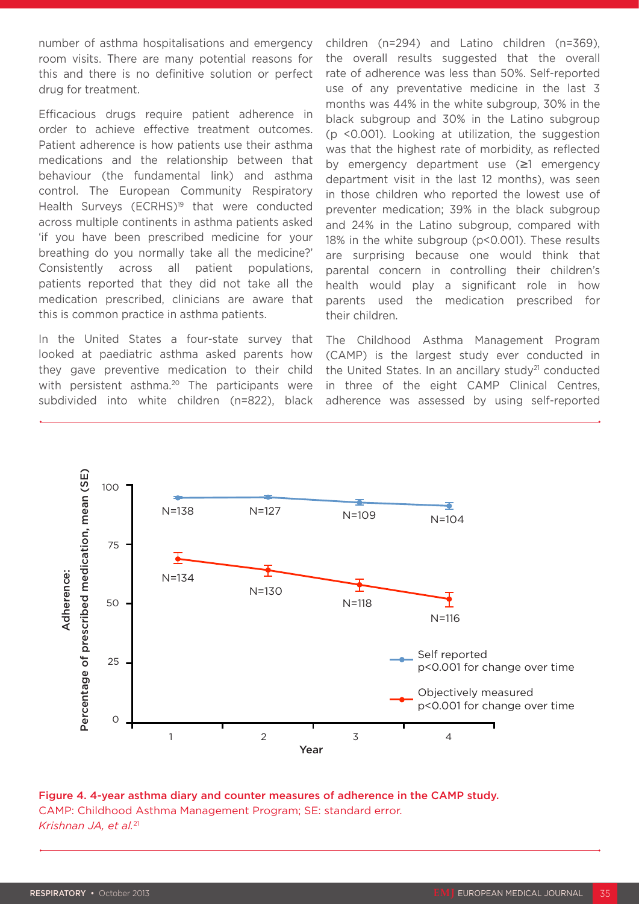number of asthma hospitalisations and emergency room visits. There are many potential reasons for this and there is no definitive solution or perfect drug for treatment.

Efficacious drugs require patient adherence in order to achieve effective treatment outcomes. Patient adherence is how patients use their asthma medications and the relationship between that behaviour (the fundamental link) and asthma control. The European Community Respiratory Health Surveys (ECRHS)[19] that were conducted across multiple continents in asthma patients asked 'if you have been prescribed medicine for your breathing do you normally take all the medicine?' Consistently across all patient populations, patients reported that they did not take all the medication prescribed, clinicians are aware that this is common practice in asthma patients.

In the United States a four-state survey that looked at paediatric asthma asked parents how they gave preventive medication to their child with persistent asthma.[20] The participants were subdivided into white children (n=822), black children (n=294) and Latino children (n=369), the overall results suggested that the overall rate of adherence was less than 50%. Self-reported use of any preventative medicine in the last 3 months was 44% in the white subgroup, 30% in the black subgroup and 30% in the Latino subgroup ($p < 0.001$). Looking at utilization, the suggestion was that the highest rate of morbidity, as reflected by emergency department use (≥1 emergency department visit in the last 12 months), was seen in those children who reported the lowest use of preventer medication; 39% in the black subgroup and 24% in the Latino subgroup, compared with 18% in the white subgroup ($p<0.001$). These results are surprising because one would think that parental concern in controlling their children's health would play a significant role in how parents used the medication prescribed for their children.

The Childhood Asthma Management Program (CAMP) is the largest study ever conducted in the United States. In an ancillary study[21] conducted in three of the eight CAMP Clinical Centres, adherence was assessed by using self-reported

| Year | Self reported (mean %, N) | Objectively measured (mean %, N) |
|---|---|---|
| 1 | ~95 (N=138) | ~69 (N=134) |
| 2 | ~95 (N=127) | ~64 (N=130) |
| 3 | ~93 (N=109) | ~58 (N=118) |
| 4 | ~91 (N=104) | ~52 (N=116) |

Y-axis: Adherence: Percentage of prescribed medication, mean (SE). Self reported: $p<0.001$ for change over time. Objectively measured: $p<0.001$ for change over time.

**Figure 4. 4-year asthma diary and counter measures of adherence in the CAMP study.**
CAMP: Childhood Asthma Management Program; SE: standard error.
*Krishnan JA, et al.*[21]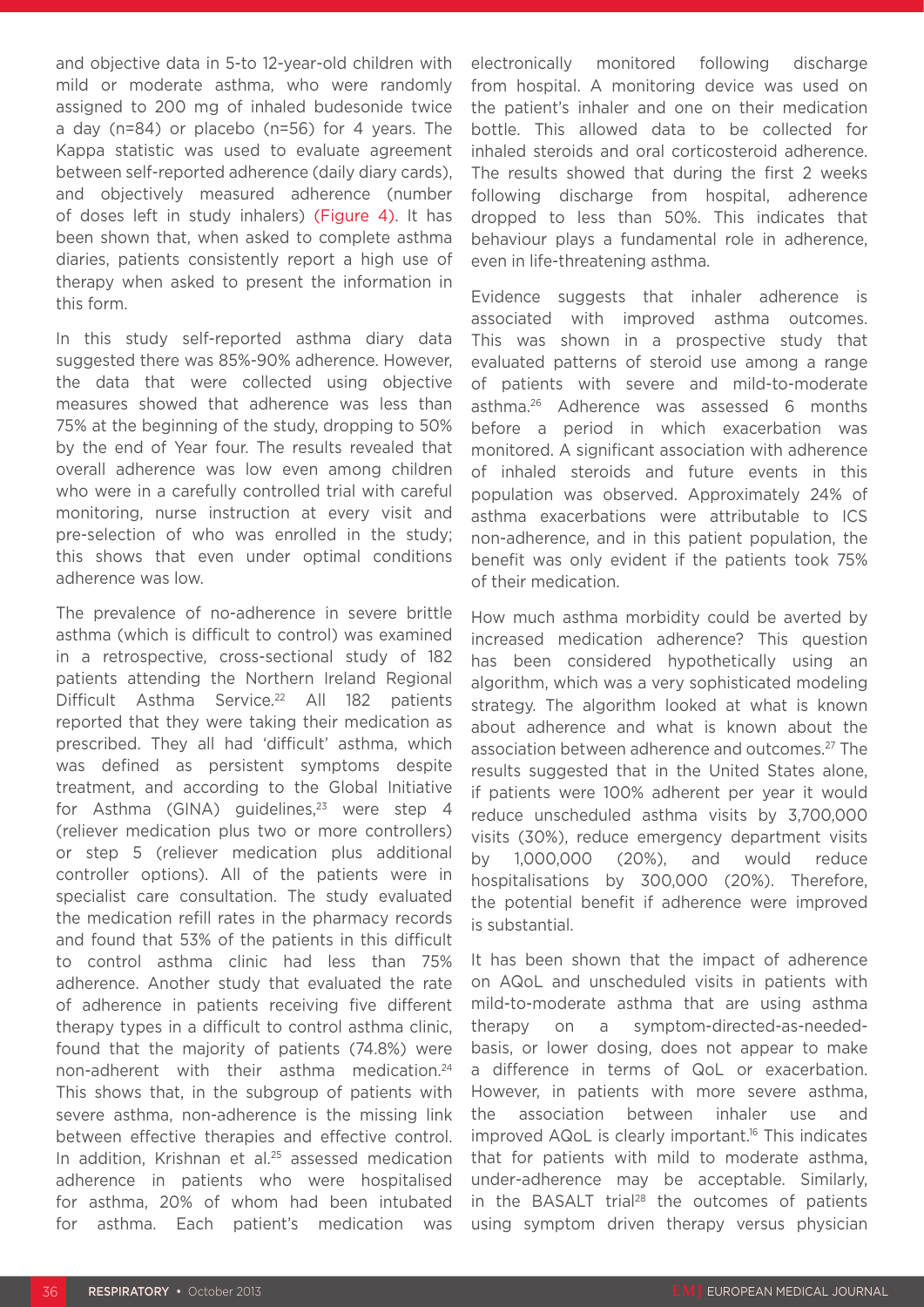and objective data in 5-to 12-year-old children with mild or moderate asthma, who were randomly assigned to 200 mg of inhaled budesonide twice a day (n=84) or placebo (n=56) for 4 years. The Kappa statistic was used to evaluate agreement between self-reported adherence (daily diary cards), and objectively measured adherence (number of doses left in study inhalers) (Figure 4). It has been shown that, when asked to complete asthma diaries, patients consistently report a high use of therapy when asked to present the information in this form.

In this study self-reported asthma diary data suggested there was 85%-90% adherence. However, the data that were collected using objective measures showed that adherence was less than 75% at the beginning of the study, dropping to 50% by the end of Year four. The results revealed that overall adherence was low even among children who were in a carefully controlled trial with careful monitoring, nurse instruction at every visit and pre-selection of who was enrolled in the study; this shows that even under optimal conditions adherence was low.

The prevalence of no-adherence in severe brittle asthma (which is difficult to control) was examined in a retrospective, cross-sectional study of 182 patients attending the Northern Ireland Regional Difficult Asthma Service.[22] All 182 patients reported that they were taking their medication as prescribed. They all had 'difficult' asthma, which was defined as persistent symptoms despite treatment, and according to the Global Initiative for Asthma (GINA) guidelines,[23] were step 4 (reliever medication plus two or more controllers) or step 5 (reliever medication plus additional controller options). All of the patients were in specialist care consultation. The study evaluated the medication refill rates in the pharmacy records and found that 53% of the patients in this difficult to control asthma clinic had less than 75% adherence. Another study that evaluated the rate of adherence in patients receiving five different therapy types in a difficult to control asthma clinic, found that the majority of patients (74.8%) were non-adherent with their asthma medication.[24] This shows that, in the subgroup of patients with severe asthma, non-adherence is the missing link between effective therapies and effective control. In addition, Krishnan et al.[25] assessed medication adherence in patients who were hospitalised for asthma, 20% of whom had been intubated for asthma. Each patient's medication was electronically monitored following discharge from hospital. A monitoring device was used on the patient's inhaler and one on their medication bottle. This allowed data to be collected for inhaled steroids and oral corticosteroid adherence. The results showed that during the first 2 weeks following discharge from hospital, adherence dropped to less than 50%. This indicates that behaviour plays a fundamental role in adherence, even in life-threatening asthma.

Evidence suggests that inhaler adherence is associated with improved asthma outcomes. This was shown in a prospective study that evaluated patterns of steroid use among a range of patients with severe and mild-to-moderate asthma.[26] Adherence was assessed 6 months before a period in which exacerbation was monitored. A significant association with adherence of inhaled steroids and future events in this population was observed. Approximately 24% of asthma exacerbations were attributable to ICS non-adherence, and in this patient population, the benefit was only evident if the patients took 75% of their medication.

How much asthma morbidity could be averted by increased medication adherence? This question has been considered hypothetically using an algorithm, which was a very sophisticated modeling strategy. The algorithm looked at what is known about adherence and what is known about the association between adherence and outcomes.[27] The results suggested that in the United States alone, if patients were 100% adherent per year it would reduce unscheduled asthma visits by 3,700,000 visits (30%), reduce emergency department visits by 1,000,000 (20%), and would reduce hospitalisations by 300,000 (20%). Therefore, the potential benefit if adherence were improved is substantial.

It has been shown that the impact of adherence on AQoL and unscheduled visits in patients with mild-to-moderate asthma that are using asthma therapy on a symptom-directed-as-needed-basis, or lower dosing, does not appear to make a difference in terms of QoL or exacerbation. However, in patients with more severe asthma, the association between inhaler use and improved AQoL is clearly important.[16] This indicates that for patients with mild to moderate asthma, under-adherence may be acceptable. Similarly, in the BASALT trial[28] the outcomes of patients using symptom driven therapy versus physician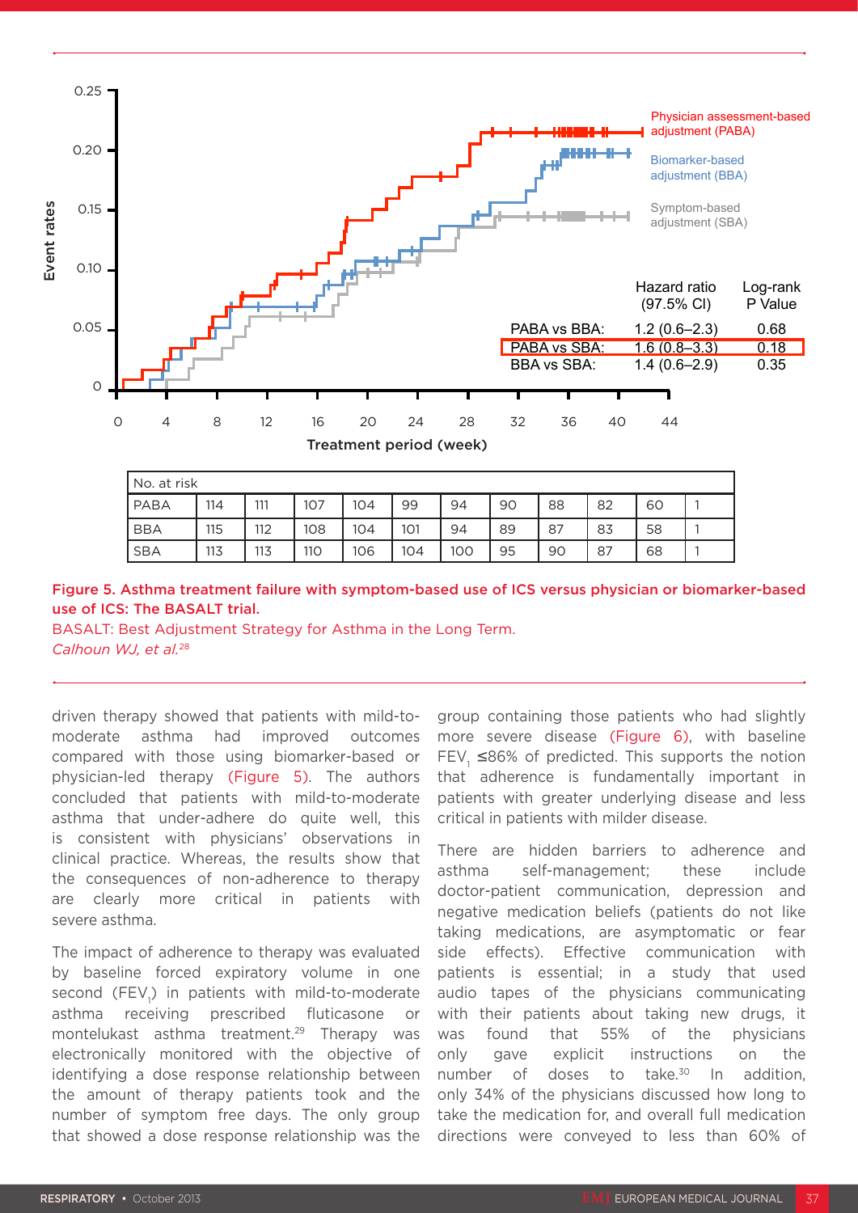| No. at risk | | | | | | | | | | |
|---|---|---|---|---|---|---|---|---|---|---|
| PABA | 114 | 111 | 107 | 104 | 99 | 94 | 90 | 88 | 82 | 60 | 1 |
| BBA | 115 | 112 | 108 | 104 | 101 | 94 | 89 | 87 | 83 | 58 | 1 |
| SBA | 113 | 113 | 110 | 106 | 104 | 100 | 95 | 90 | 87 | 68 | 1 |

| | Hazard ratio (97.5% CI) | Log-rank P Value |
|---|---|---|
| PABA vs BBA: | 1.2 (0.6–2.3) | 0.68 |
| PABA vs SBA: | 1.6 (0.8–3.3) | 0.18 |
| BBA vs SBA: | 1.4 (0.6–2.9) | 0.35 |

**Figure 5. Asthma treatment failure with symptom-based use of ICS versus physician or biomarker-based use of ICS: The BASALT trial.**

BASALT: Best Adjustment Strategy for Asthma in the Long Term.

*Calhoun WJ, et al.*[28]

driven therapy showed that patients with mild-to-moderate asthma had improved outcomes compared with those using biomarker-based or physician-led therapy (Figure 5). The authors concluded that patients with mild-to-moderate asthma that under-adhere do quite well, this is consistent with physicians' observations in clinical practice. Whereas, the results show that the consequences of non-adherence to therapy are clearly more critical in patients with severe asthma.

The impact of adherence to therapy was evaluated by baseline forced expiratory volume in one second ($FEV_1$) in patients with mild-to-moderate asthma receiving prescribed fluticasone or montelukast asthma treatment.[29] Therapy was electronically monitored with the objective of identifying a dose response relationship between the amount of therapy patients took and the number of symptom free days. The only group that showed a dose response relationship was the group containing those patients who had slightly more severe disease (Figure 6), with baseline $FEV_1$ ≤86% of predicted. This supports the notion that adherence is fundamentally important in patients with greater underlying disease and less critical in patients with milder disease.

There are hidden barriers to adherence and asthma self-management; these include doctor-patient communication, depression and negative medication beliefs (patients do not like taking medications, are asymptomatic or fear side effects). Effective communication with patients is essential; in a study that used audio tapes of the physicians communicating with their patients about taking new drugs, it was found that 55% of the physicians only gave explicit instructions on the number of doses to take.[30] In addition, only 34% of the physicians discussed how long to take the medication for, and overall full medication directions were conveyed to less than 60% of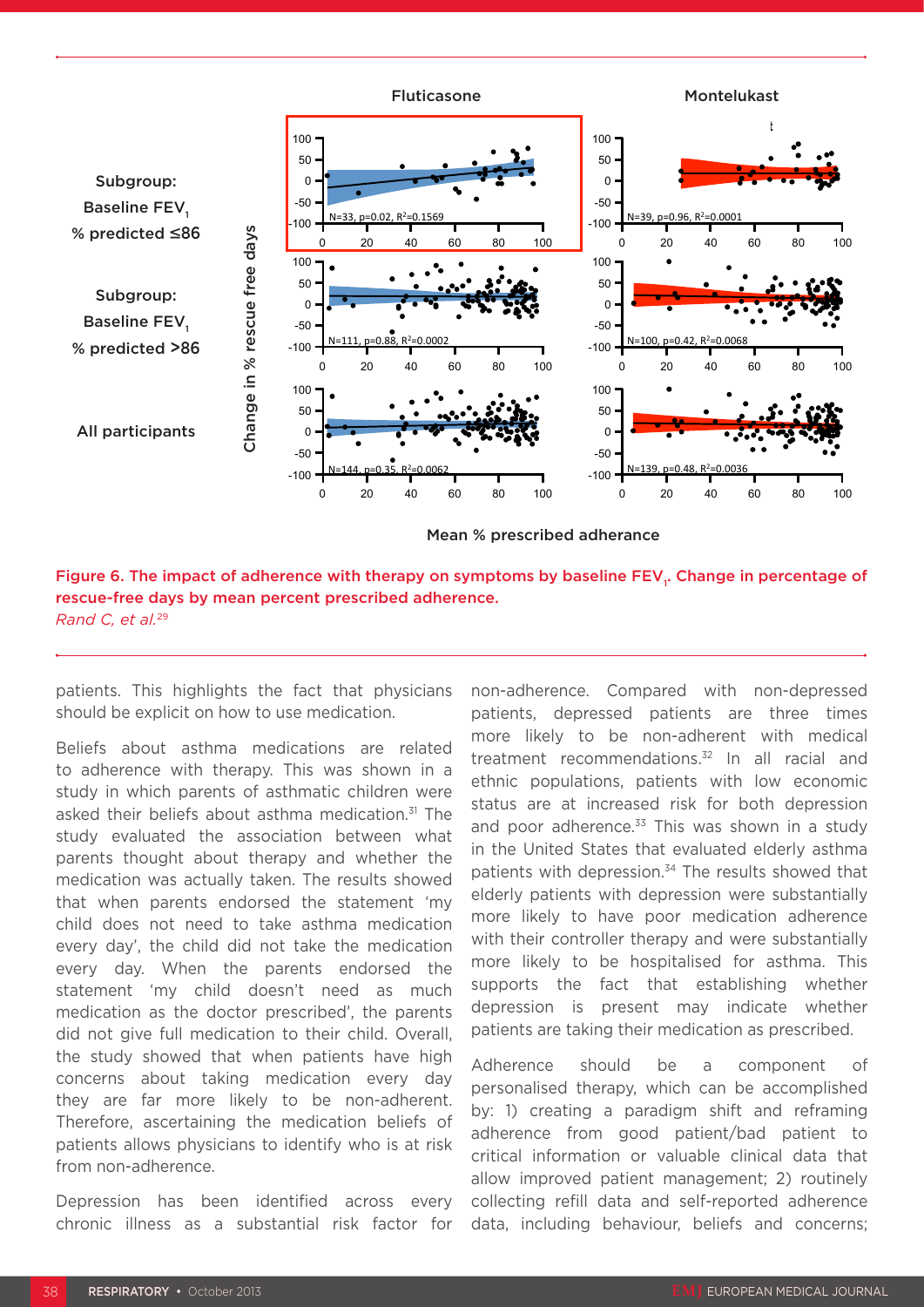Figure 6. The impact of adherence with therapy on symptoms by baseline $FEV_1$. Change in percentage of rescue-free days by mean percent prescribed adherence.
*Rand C, et al.*[29]

patients. This highlights the fact that physicians should be explicit on how to use medication.

Beliefs about asthma medications are related to adherence with therapy. This was shown in a study in which parents of asthmatic children were asked their beliefs about asthma medication.[31] The study evaluated the association between what parents thought about therapy and whether the medication was actually taken. The results showed that when parents endorsed the statement 'my child does not need to take asthma medication every day', the child did not take the medication every day. When the parents endorsed the statement 'my child doesn't need as much medication as the doctor prescribed', the parents did not give full medication to their child. Overall, the study showed that when patients have high concerns about taking medication every day they are far more likely to be non-adherent. Therefore, ascertaining the medication beliefs of patients allows physicians to identify who is at risk from non-adherence.

Depression has been identified across every chronic illness as a substantial risk factor for non-adherence. Compared with non-depressed patients, depressed patients are three times more likely to be non-adherent with medical treatment recommendations.[32] In all racial and ethnic populations, patients with low economic status are at increased risk for both depression and poor adherence.[33] This was shown in a study in the United States that evaluated elderly asthma patients with depression.[34] The results showed that elderly patients with depression were substantially more likely to have poor medication adherence with their controller therapy and were substantially more likely to be hospitalised for asthma. This supports the fact that establishing whether depression is present may indicate whether patients are taking their medication as prescribed.

Adherence should be a component of personalised therapy, which can be accomplished by: 1) creating a paradigm shift and reframing adherence from good patient/bad patient to critical information or valuable clinical data that allow improved patient management; 2) routinely collecting refill data and self-reported adherence data, including behaviour, beliefs and concerns;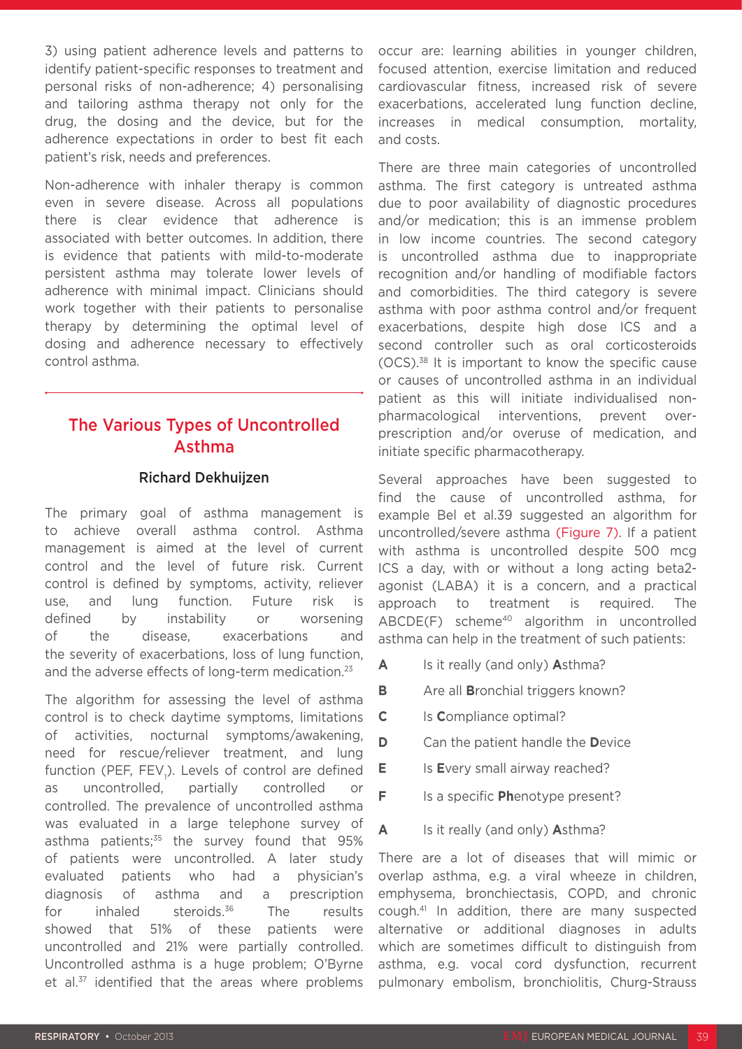3) using patient adherence levels and patterns to identify patient-specific responses to treatment and personal risks of non-adherence; 4) personalising and tailoring asthma therapy not only for the drug, the dosing and the device, but for the adherence expectations in order to best fit each patient's risk, needs and preferences.

Non-adherence with inhaler therapy is common even in severe disease. Across all populations there is clear evidence that adherence is associated with better outcomes. In addition, there is evidence that patients with mild-to-moderate persistent asthma may tolerate lower levels of adherence with minimal impact. Clinicians should work together with their patients to personalise therapy by determining the optimal level of dosing and adherence necessary to effectively control asthma.

## The Various Types of Uncontrolled Asthma

### Richard Dekhuijzen

The primary goal of asthma management is to achieve overall asthma control. Asthma management is aimed at the level of current control and the level of future risk. Current control is defined by symptoms, activity, reliever use, and lung function. Future risk is defined by instability or worsening of the disease, exacerbations and the severity of exacerbations, loss of lung function, and the adverse effects of long-term medication.[23]

The algorithm for assessing the level of asthma control is to check daytime symptoms, limitations of activities, nocturnal symptoms/awakening, need for rescue/reliever treatment, and lung function (PEF, $FEV_1$). Levels of control are defined as uncontrolled, partially controlled or controlled. The prevalence of uncontrolled asthma was evaluated in a large telephone survey of asthma patients;[35] the survey found that 95% of patients were uncontrolled. A later study evaluated patients who had a physician's diagnosis of asthma and a prescription for inhaled steroids.[36] The results showed that 51% of these patients were uncontrolled and 21% were partially controlled. Uncontrolled asthma is a huge problem; O'Byrne et al.[37] identified that the areas where problems occur are: learning abilities in younger children, focused attention, exercise limitation and reduced cardiovascular fitness, increased risk of severe exacerbations, accelerated lung function decline, increases in medical consumption, mortality, and costs.

There are three main categories of uncontrolled asthma. The first category is untreated asthma due to poor availability of diagnostic procedures and/or medication; this is an immense problem in low income countries. The second category is uncontrolled asthma due to inappropriate recognition and/or handling of modifiable factors and comorbidities. The third category is severe asthma with poor asthma control and/or frequent exacerbations, despite high dose ICS and a second controller such as oral corticosteroids (OCS).[38] It is important to know the specific cause or causes of uncontrolled asthma in an individual patient as this will initiate individualised non-pharmacological interventions, prevent over-prescription and/or overuse of medication, and initiate specific pharmacotherapy.

Several approaches have been suggested to find the cause of uncontrolled asthma, for example Bel et al.39 suggested an algorithm for uncontrolled/severe asthma (Figure 7). If a patient with asthma is uncontrolled despite 500 mcg ICS a day, with or without a long acting beta2-agonist (LABA) it is a concern, and a practical approach to treatment is required. The ABCDE(F) scheme[40] algorithm in uncontrolled asthma can help in the treatment of such patients:

- **A** Is it really (and only) **A**sthma?
- **B** Are all **B**ronchial triggers known?
- **C** Is **C**ompliance optimal?
- **D** Can the patient handle the **D**evice
- **E** Is **E**very small airway reached?
- **F** Is a specific **Ph**enotype present?

**A** Is it really (and only) **A**sthma?

There are a lot of diseases that will mimic or overlap asthma, e.g. a viral wheeze in children, emphysema, bronchiectasis, COPD, and chronic cough.[41] In addition, there are many suspected alternative or additional diagnoses in adults which are sometimes difficult to distinguish from asthma, e.g. vocal cord dysfunction, recurrent pulmonary embolism, bronchiolitis, Churg-Strauss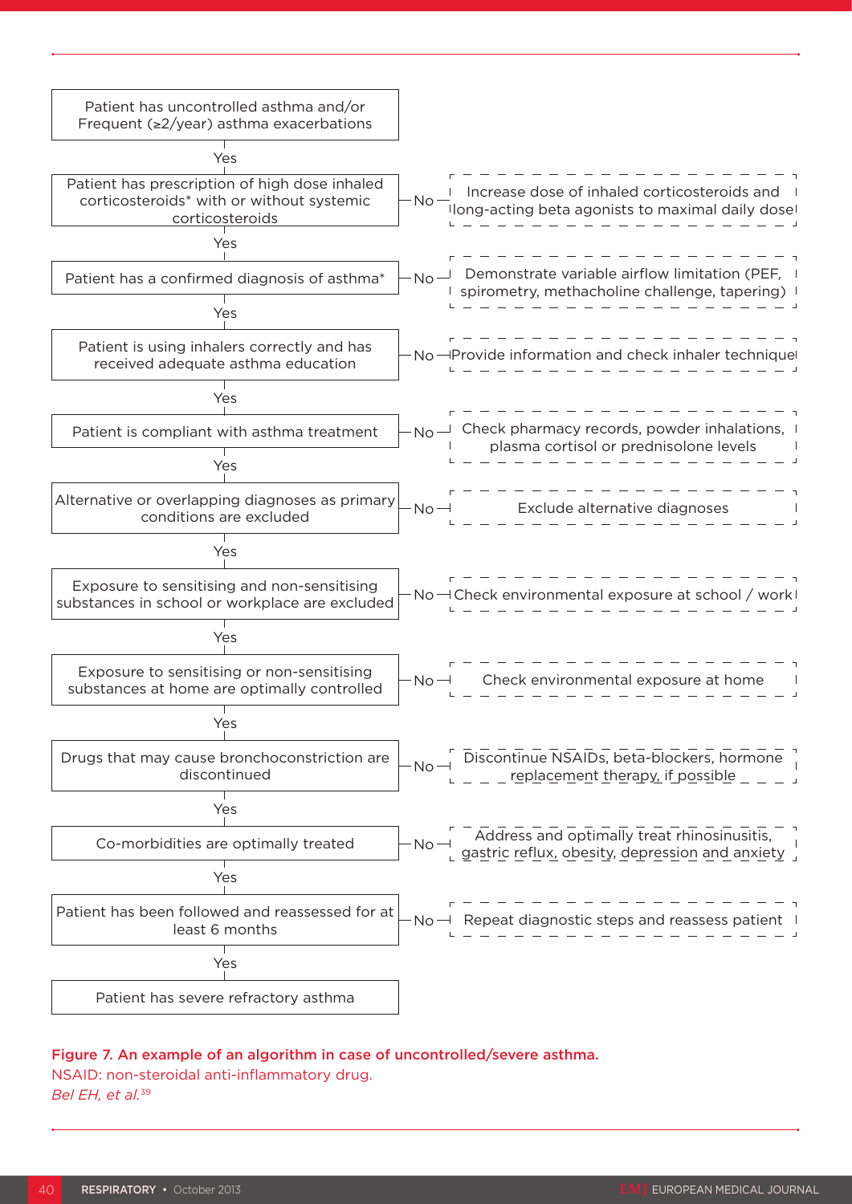| Step | If No |
|---|---|
| Patient has uncontrolled asthma and/or Frequent (≥2/year) asthma exacerbations | |
| Yes ↓ | |
| Patient has prescription of high dose inhaled corticosteroids* with or without systemic corticosteroids | Increase dose of inhaled corticosteroids and long-acting beta agonists to maximal daily dose |
| Yes ↓ | |
| Patient has a confirmed diagnosis of asthma* | Demonstrate variable airflow limitation (PEF, spirometry, methacholine challenge, tapering) |
| Yes ↓ | |
| Patient is using inhalers correctly and has received adequate asthma education | Provide information and check inhaler technique |
| Yes ↓ | |
| Patient is compliant with asthma treatment | Check pharmacy records, powder inhalations, plasma cortisol or prednisolone levels |
| Yes ↓ | |
| Alternative or overlapping diagnoses as primary conditions are excluded | Exclude alternative diagnoses |
| Yes ↓ | |
| Exposure to sensitising and non-sensitising substances in school or workplace are excluded | Check environmental exposure at school / work |
| Yes ↓ | |
| Exposure to sensitising or non-sensitising substances at home are optimally controlled | Check environmental exposure at home |
| Yes ↓ | |
| Drugs that may cause bronchoconstriction are discontinued | Discontinue NSAIDs, beta-blockers, hormone replacement therapy, if possible |
| Yes ↓ | |
| Co-morbidities are optimally treated | Address and optimally treat rhinosinusitis, gastric reflux, obesity, depression and anxiety |
| Yes ↓ | |
| Patient has been followed and reassessed for at least 6 months | Repeat diagnostic steps and reassess patient |
| Yes ↓ | |
| Patient has severe refractory asthma | |

**Figure 7. An example of an algorithm in case of uncontrolled/severe asthma.**
NSAID: non-steroidal anti-inflammatory drug.
*Bel EH, et al.*[39]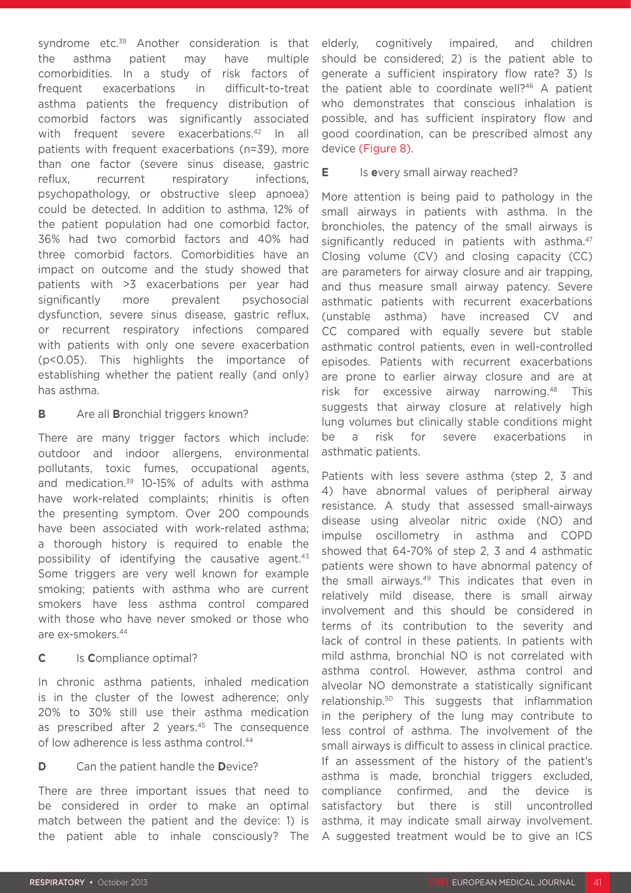syndrome etc.[39] Another consideration is that the asthma patient may have multiple comorbidities. In a study of risk factors of frequent exacerbations in difficult-to-treat asthma patients the frequency distribution of comorbid factors was significantly associated with frequent severe exacerbations.[42] In all patients with frequent exacerbations (n=39), more than one factor (severe sinus disease, gastric reflux, recurrent respiratory infections, psychopathology, or obstructive sleep apnoea) could be detected. In addition to asthma, 12% of the patient population had one comorbid factor, 36% had two comorbid factors and 40% had three comorbid factors. Comorbidities have an impact on outcome and the study showed that patients with >3 exacerbations per year had significantly more prevalent psychosocial dysfunction, severe sinus disease, gastric reflux, or recurrent respiratory infections compared with patients with only one severe exacerbation ($p<0.05$). This highlights the importance of establishing whether the patient really (and only) has asthma.

### B Are all **B**ronchial triggers known?

There are many trigger factors which include: outdoor and indoor allergens, environmental pollutants, toxic fumes, occupational agents, and medication.[39] 10-15% of adults with asthma have work-related complaints; rhinitis is often the presenting symptom. Over 200 compounds have been associated with work-related asthma; a thorough history is required to enable the possibility of identifying the causative agent.[43] Some triggers are very well known for example smoking; patients with asthma who are current smokers have less asthma control compared with those who have never smoked or those who are ex-smokers.[44]

### C Is **C**ompliance optimal?

In chronic asthma patients, inhaled medication is in the cluster of the lowest adherence; only 20% to 30% still use their asthma medication as prescribed after 2 years.[45] The consequence of low adherence is less asthma control.[44]

### D Can the patient handle the **D**evice?

There are three important issues that need to be considered in order to make an optimal match between the patient and the device: 1) is the patient able to inhale consciously? The elderly, cognitively impaired, and children should be considered; 2) is the patient able to generate a sufficient inspiratory flow rate? 3) Is the patient able to coordinate well?[46] A patient who demonstrates that conscious inhalation is possible, and has sufficient inspiratory flow and good coordination, can be prescribed almost any device (Figure 8).

### E Is **e**very small airway reached?

More attention is being paid to pathology in the small airways in patients with asthma. In the bronchioles, the patency of the small airways is significantly reduced in patients with asthma.[47] Closing volume (CV) and closing capacity (CC) are parameters for airway closure and air trapping, and thus measure small airway patency. Severe asthmatic patients with recurrent exacerbations (unstable asthma) have increased CV and CC compared with equally severe but stable asthmatic control patients, even in well-controlled episodes. Patients with recurrent exacerbations are prone to earlier airway closure and are at risk for excessive airway narrowing.[48] This suggests that airway closure at relatively high lung volumes but clinically stable conditions might be a risk for severe exacerbations in asthmatic patients.

Patients with less severe asthma (step 2, 3 and 4) have abnormal values of peripheral airway resistance. A study that assessed small-airways disease using alveolar nitric oxide (NO) and impulse oscillometry in asthma and COPD showed that 64-70% of step 2, 3 and 4 asthmatic patients were shown to have abnormal patency of the small airways.[49] This indicates that even in relatively mild disease, there is small airway involvement and this should be considered in terms of its contribution to the severity and lack of control in these patients. In patients with mild asthma, bronchial NO is not correlated with asthma control. However, asthma control and alveolar NO demonstrate a statistically significant relationship.[50] This suggests that inflammation in the periphery of the lung may contribute to less control of asthma. The involvement of the small airways is difficult to assess in clinical practice. If an assessment of the history of the patient's asthma is made, bronchial triggers excluded, compliance confirmed, and the device is satisfactory but there is still uncontrolled asthma, it may indicate small airway involvement. A suggested treatment would be to give an ICS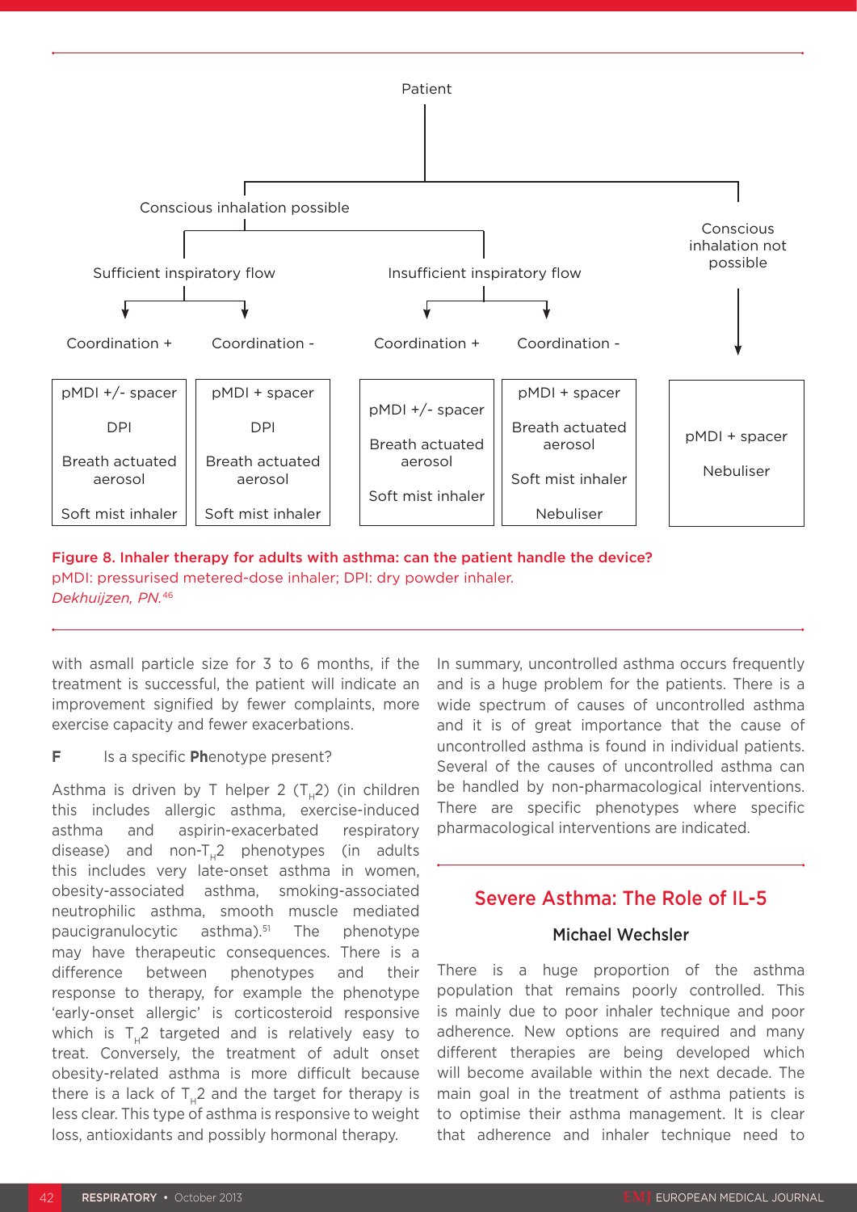Patient

- Conscious inhalation possible
  - Sufficient inspiratory flow
    - Coordination +
    - Coordination -
  - Insufficient inspiratory flow
    - Coordination +
    - Coordination -
- Conscious inhalation not possible

| Sufficient inspiratory flow, Coordination + | Sufficient inspiratory flow, Coordination - | Insufficient inspiratory flow, Coordination + | Insufficient inspiratory flow, Coordination - | Conscious inhalation not possible |
|---|---|---|---|---|
| pMDI +/- spacer | pMDI + spacer | pMDI +/- spacer | pMDI + spacer | pMDI + spacer |
| DPI | DPI | Breath actuated aerosol | Breath actuated aerosol | Nebuliser |
| Breath actuated aerosol | Breath actuated aerosol | Soft mist inhaler | Soft mist inhaler | |
| Soft mist inhaler | Soft mist inhaler | | Nebuliser | |

**Figure 8. Inhaler therapy for adults with asthma: can the patient handle the device?**
pMDI: pressurised metered-dose inhaler; DPI: dry powder inhaler.
*Dekhuijzen, PN.*[46]

with asmall particle size for 3 to 6 months, if the treatment is successful, the patient will indicate an improvement signified by fewer complaints, more exercise capacity and fewer exacerbations.

**F** Is a specific **Ph**enotype present?

Asthma is driven by T helper 2 ($T_H2$) (in children this includes allergic asthma, exercise-induced asthma and aspirin-exacerbated respiratory disease) and non-$T_H2$ phenotypes (in adults this includes very late-onset asthma in women, obesity-associated asthma, smoking-associated neutrophilic asthma, smooth muscle mediated paucigranulocytic asthma).[51] The phenotype may have therapeutic consequences. There is a difference between phenotypes and their response to therapy, for example the phenotype 'early-onset allergic' is corticosteroid responsive which is $T_H2$ targeted and is relatively easy to treat. Conversely, the treatment of adult onset obesity-related asthma is more difficult because there is a lack of $T_H2$ and the target for therapy is less clear. This type of asthma is responsive to weight loss, antioxidants and possibly hormonal therapy.

In summary, uncontrolled asthma occurs frequently and is a huge problem for the patients. There is a wide spectrum of causes of uncontrolled asthma and it is of great importance that the cause of uncontrolled asthma is found in individual patients. Several of the causes of uncontrolled asthma can be handled by non-pharmacological interventions. There are specific phenotypes where specific pharmacological interventions are indicated.

## Severe Asthma: The Role of IL-5

**Michael Wechsler**

There is a huge proportion of the asthma population that remains poorly controlled. This is mainly due to poor inhaler technique and poor adherence. New options are required and many different therapies are being developed which will become available within the next decade. The main goal in the treatment of asthma patients is to optimise their asthma management. It is clear that adherence and inhaler technique need to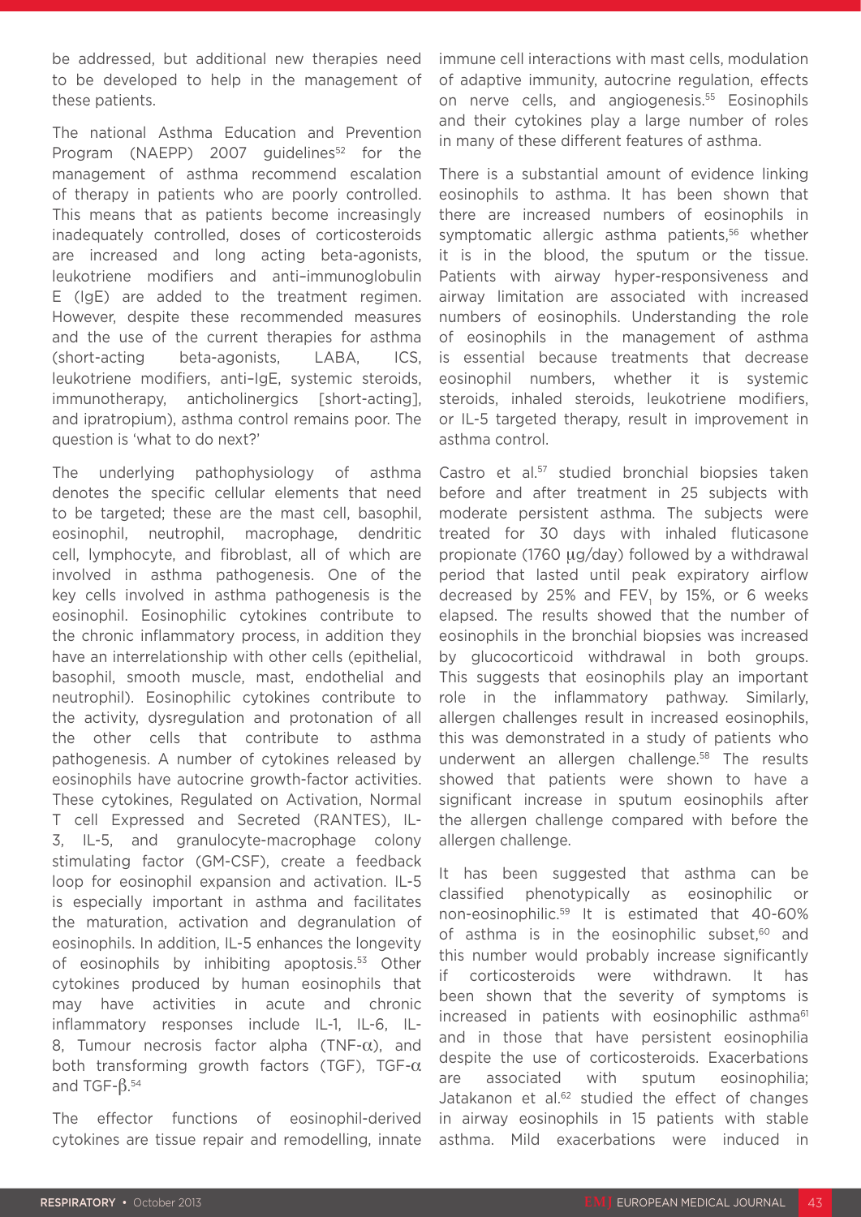be addressed, but additional new therapies need to be developed to help in the management of these patients.

The national Asthma Education and Prevention Program (NAEPP) 2007 guidelines[52] for the management of asthma recommend escalation of therapy in patients who are poorly controlled. This means that as patients become increasingly inadequately controlled, doses of corticosteroids are increased and long acting beta-agonists, leukotriene modifiers and anti–immunoglobulin E (IgE) are added to the treatment regimen. However, despite these recommended measures and the use of the current therapies for asthma (short-acting beta-agonists, LABA, ICS, leukotriene modifiers, anti–IgE, systemic steroids, immunotherapy, anticholinergics [short-acting], and ipratropium), asthma control remains poor. The question is 'what to do next?'

The underlying pathophysiology of asthma denotes the specific cellular elements that need to be targeted; these are the mast cell, basophil, eosinophil, neutrophil, macrophage, dendritic cell, lymphocyte, and fibroblast, all of which are involved in asthma pathogenesis. One of the key cells involved in asthma pathogenesis is the eosinophil. Eosinophilic cytokines contribute to the chronic inflammatory process, in addition they have an interrelationship with other cells (epithelial, basophil, smooth muscle, mast, endothelial and neutrophil). Eosinophilic cytokines contribute to the activity, dysregulation and protonation of all the other cells that contribute to asthma pathogenesis. A number of cytokines released by eosinophils have autocrine growth-factor activities. These cytokines, Regulated on Activation, Normal T cell Expressed and Secreted (RANTES), IL-3, IL-5, and granulocyte-macrophage colony stimulating factor (GM-CSF), create a feedback loop for eosinophil expansion and activation. IL-5 is especially important in asthma and facilitates the maturation, activation and degranulation of eosinophils. In addition, IL-5 enhances the longevity of eosinophils by inhibiting apoptosis.[53] Other cytokines produced by human eosinophils that may have activities in acute and chronic inflammatory responses include IL-1, IL-6, IL-8, Tumour necrosis factor alpha (TNF-$\alpha$), and both transforming growth factors (TGF), TGF-$\alpha$ and TGF-$\beta$.[54]

The effector functions of eosinophil-derived cytokines are tissue repair and remodelling, innate immune cell interactions with mast cells, modulation of adaptive immunity, autocrine regulation, effects on nerve cells, and angiogenesis.[55] Eosinophils and their cytokines play a large number of roles in many of these different features of asthma.

There is a substantial amount of evidence linking eosinophils to asthma. It has been shown that there are increased numbers of eosinophils in symptomatic allergic asthma patients,[56] whether it is in the blood, the sputum or the tissue. Patients with airway hyper-responsiveness and airway limitation are associated with increased numbers of eosinophils. Understanding the role of eosinophils in the management of asthma is essential because treatments that decrease eosinophil numbers, whether it is systemic steroids, inhaled steroids, leukotriene modifiers, or IL-5 targeted therapy, result in improvement in asthma control.

Castro et al.[57] studied bronchial biopsies taken before and after treatment in 25 subjects with moderate persistent asthma. The subjects were treated for 30 days with inhaled fluticasone propionate (1760 μg/day) followed by a withdrawal period that lasted until peak expiratory airflow decreased by 25% and $FEV_1$ by 15%, or 6 weeks elapsed. The results showed that the number of eosinophils in the bronchial biopsies was increased by glucocorticoid withdrawal in both groups. This suggests that eosinophils play an important role in the inflammatory pathway. Similarly, allergen challenges result in increased eosinophils, this was demonstrated in a study of patients who underwent an allergen challenge.[58] The results showed that patients were shown to have a significant increase in sputum eosinophils after the allergen challenge compared with before the allergen challenge.

It has been suggested that asthma can be classified phenotypically as eosinophilic or non-eosinophilic.[59] It is estimated that 40-60% of asthma is in the eosinophilic subset,[60] and this number would probably increase significantly if corticosteroids were withdrawn. It has been shown that the severity of symptoms is increased in patients with eosinophilic asthma[61] and in those that have persistent eosinophilia despite the use of corticosteroids. Exacerbations are associated with sputum eosinophilia; Jatakanon et al.[62] studied the effect of changes in airway eosinophils in 15 patients with stable asthma. Mild exacerbations were induced in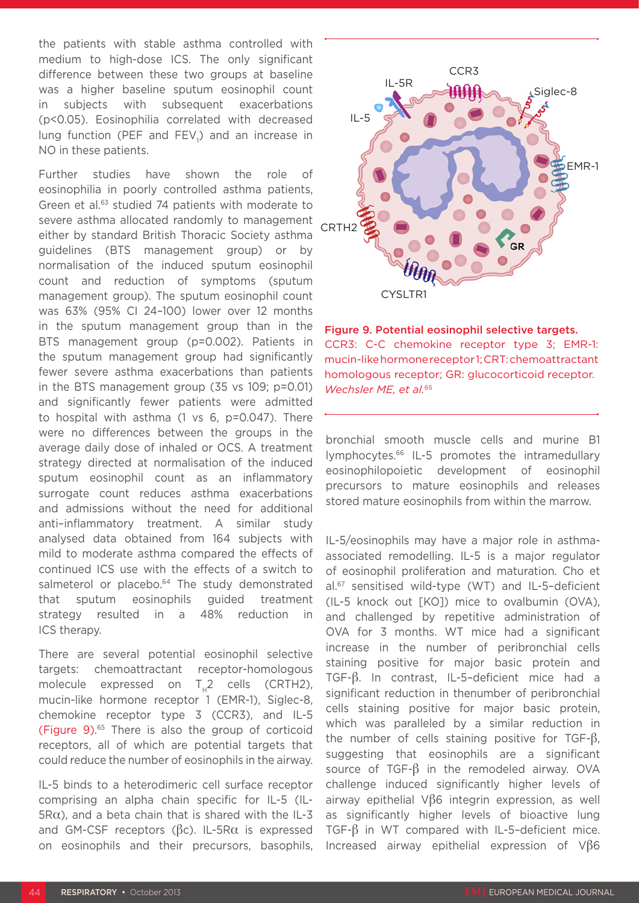the patients with stable asthma controlled with medium to high-dose ICS. The only significant difference between these two groups at baseline was a higher baseline sputum eosinophil count in subjects with subsequent exacerbations ($p<0.05$). Eosinophilia correlated with decreased lung function (PEF and $FEV_1$) and an increase in NO in these patients.

Further studies have shown the role of eosinophilia in poorly controlled asthma patients, Green et al.[63] studied 74 patients with moderate to severe asthma allocated randomly to management either by standard British Thoracic Society asthma guidelines (BTS management group) or by normalisation of the induced sputum eosinophil count and reduction of symptoms (sputum management group). The sputum eosinophil count was 63% (95% CI 24–100) lower over 12 months in the sputum management group than in the BTS management group (p=0.002). Patients in the sputum management group had significantly fewer severe asthma exacerbations than patients in the BTS management group (35 vs 109; p=0.01) and significantly fewer patients were admitted to hospital with asthma (1 vs 6, p=0.047). There were no differences between the groups in the average daily dose of inhaled or OCS. A treatment strategy directed at normalisation of the induced sputum eosinophil count as an inflammatory surrogate count reduces asthma exacerbations and admissions without the need for additional anti-inflammatory treatment. A similar study analysed data obtained from 164 subjects with mild to moderate asthma compared the effects of continued ICS use with the effects of a switch to salmeterol or placebo.[64] The study demonstrated that sputum eosinophils guided treatment strategy resulted in a 48% reduction in ICS therapy.

There are several potential eosinophil selective targets: chemoattractant receptor-homologous molecule expressed on $T_H2$ cells (CRTH2), mucin-like hormone receptor 1 (EMR-1), Siglec-8, chemokine receptor type 3 (CCR3), and IL-5 (Figure 9).[65] There is also the group of corticoid receptors, all of which are potential targets that could reduce the number of eosinophils in the airway.

IL-5 binds to a heterodimeric cell surface receptor comprising an alpha chain specific for IL-5 (IL-5Rα), and a beta chain that is shared with the IL-3 and GM-CSF receptors (βc). IL-5Rα is expressed on eosinophils and their precursors, basophils, bronchial smooth muscle cells and murine B1 lymphocytes.[66] IL-5 promotes the intramedullary eosinophilopoietic development of eosinophil precursors to mature eosinophils and releases stored mature eosinophils from within the marrow.

**Figure 9. Potential eosinophil selective targets.**
CCR3: C-C chemokine receptor type 3; EMR-1: mucin-like hormone receptor 1; CRT: chemoattractant homologous receptor; GR: glucocorticoid receptor.
*Wechsler ME, et al.*[65]

IL-5/eosinophils may have a major role in asthma-associated remodelling. IL-5 is a major regulator of eosinophil proliferation and maturation. Cho et al.[67] sensitised wild-type (WT) and IL-5–deficient (IL-5 knock out [KO]) mice to ovalbumin (OVA), and challenged by repetitive administration of OVA for 3 months. WT mice had a significant increase in the number of peribronchial cells staining positive for major basic protein and TGF-β. In contrast, IL-5-deficient mice had a significant reduction in thenumber of peribronchial cells staining positive for major basic protein, which was paralleled by a similar reduction in the number of cells staining positive for TGF-β, suggesting that eosinophils are a significant source of TGF-β in the remodeled airway. OVA challenge induced significantly higher levels of airway epithelial Vβ6 integrin expression, as well as significantly higher levels of bioactive lung TGF-β in WT compared with IL-5-deficient mice. Increased airway epithelial expression of Vβ6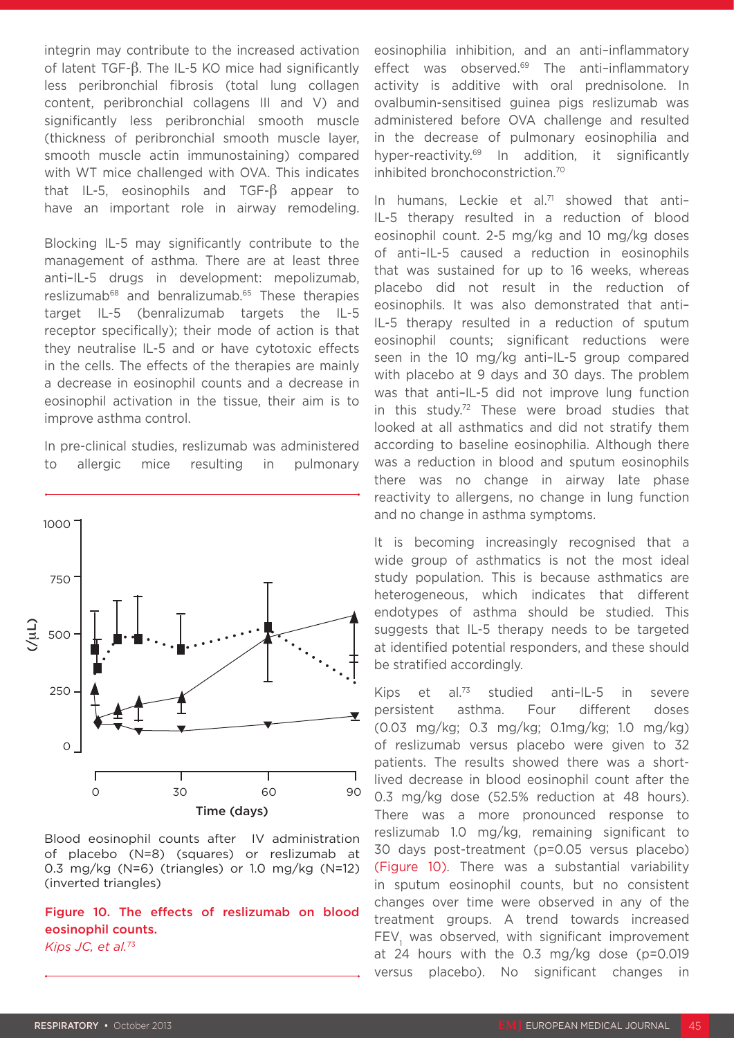integrin may contribute to the increased activation of latent TGF-β. The IL-5 KO mice had significantly less peribronchial fibrosis (total lung collagen content, peribronchial collagens III and V) and significantly less peribronchial smooth muscle (thickness of peribronchial smooth muscle layer, smooth muscle actin immunostaining) compared with WT mice challenged with OVA. This indicates that IL-5, eosinophils and TGF-β appear to have an important role in airway remodeling.

Blocking IL-5 may significantly contribute to the management of asthma. There are at least three anti-IL-5 drugs in development: mepolizumab, reslizumab[68] and benralizumab.[65] These therapies target IL-5 (benralizumab targets the IL-5 receptor specifically); their mode of action is that they neutralise IL-5 and or have cytotoxic effects in the cells. The effects of the therapies are mainly a decrease in eosinophil counts and a decrease in eosinophil activation in the tissue, their aim is to improve asthma control.

In pre-clinical studies, reslizumab was administered to allergic mice resulting in pulmonary eosinophilia inhibition, and an anti-inflammatory effect was observed.[69] The anti-inflammatory activity is additive with oral prednisolone. In ovalbumin-sensitised guinea pigs reslizumab was administered before OVA challenge and resulted in the decrease of pulmonary eosinophilia and hyper-reactivity.[69] In addition, it significantly inhibited bronchoconstriction.[70]

In humans, Leckie et al.[71] showed that anti-IL-5 therapy resulted in a reduction of blood eosinophil count. 2-5 mg/kg and 10 mg/kg doses of anti-IL-5 caused a reduction in eosinophils that was sustained for up to 16 weeks, whereas placebo did not result in the reduction of eosinophils. It was also demonstrated that anti-IL-5 therapy resulted in a reduction of sputum eosinophil counts; significant reductions were seen in the 10 mg/kg anti-IL-5 group compared with placebo at 9 days and 30 days. The problem was that anti-IL-5 did not improve lung function in this study.[72] These were broad studies that looked at all asthmatics and did not stratify them according to baseline eosinophilia. Although there was a reduction in blood and sputum eosinophils there was no change in airway late phase reactivity to allergens, no change in lung function and no change in asthma symptoms.

It is becoming increasingly recognised that a wide group of asthmatics is not the most ideal study population. This is because asthmatics are heterogeneous, which indicates that different endotypes of asthma should be studied. This suggests that IL-5 therapy needs to be targeted at identified potential responders, and these should be stratified accordingly.

Kips et al.[73] studied anti-IL-5 in severe persistent asthma. Four different doses (0.03 mg/kg; 0.3 mg/kg; 0.1mg/kg; 1.0 mg/kg) of reslizumab versus placebo were given to 32 patients. The results showed there was a short-lived decrease in blood eosinophil count after the 0.3 mg/kg dose (52.5% reduction at 48 hours). There was a more pronounced response to reslizumab 1.0 mg/kg, remaining significant to 30 days post-treatment (p=0.05 versus placebo) (Figure 10). There was a substantial variability in sputum eosinophil counts, but no consistent changes over time were observed in any of the treatment groups. A trend towards increased $FEV_1$ was observed, with significant improvement at 24 hours with the 0.3 mg/kg dose (p=0.019 versus placebo). No significant changes in

Blood eosinophil counts after IV administration of placebo (N=8) (squares) or reslizumab at 0.3 mg/kg (N=6) (triangles) or 1.0 mg/kg (N=12) (inverted triangles)

**Figure 10. The effects of reslizumab on blood eosinophil counts.**
*Kips JC, et al.*[73]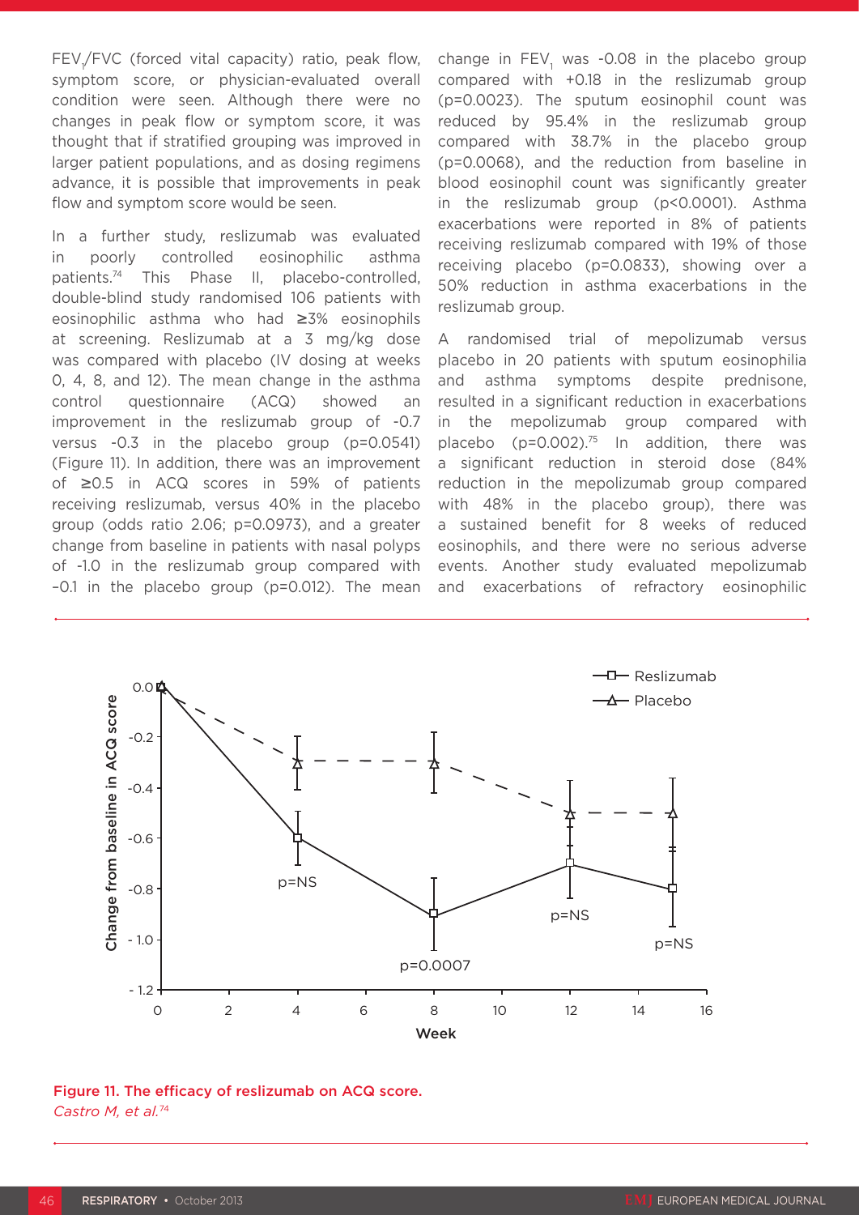$FEV_1$/FVC (forced vital capacity) ratio, peak flow, symptom score, or physician-evaluated overall condition were seen. Although there were no changes in peak flow or symptom score, it was thought that if stratified grouping was improved in larger patient populations, and as dosing regimens advance, it is possible that improvements in peak flow and symptom score would be seen.

In a further study, reslizumab was evaluated in poorly controlled eosinophilic asthma patients.[74] This Phase II, placebo-controlled, double-blind study randomised 106 patients with eosinophilic asthma who had ≥3% eosinophils at screening. Reslizumab at a 3 mg/kg dose was compared with placebo (IV dosing at weeks 0, 4, 8, and 12). The mean change in the asthma control questionnaire (ACQ) showed an improvement in the reslizumab group of -0.7 versus -0.3 in the placebo group ($p=0.0541$) (Figure 11). In addition, there was an improvement of ≥0.5 in ACQ scores in 59% of patients receiving reslizumab, versus 40% in the placebo group (odds ratio 2.06; $p=0.0973$), and a greater change from baseline in patients with nasal polyps of -1.0 in the reslizumab group compared with –0.1 in the placebo group ($p=0.012$). The mean change in $FEV_1$ was -0.08 in the placebo group compared with +0.18 in the reslizumab group ($p=0.0023$). The sputum eosinophil count was reduced by 95.4% in the reslizumab group compared with 38.7% in the placebo group ($p=0.0068$), and the reduction from baseline in blood eosinophil count was significantly greater in the reslizumab group ($p<0.0001$). Asthma exacerbations were reported in 8% of patients receiving reslizumab compared with 19% of those receiving placebo ($p=0.0833$), showing over a 50% reduction in asthma exacerbations in the reslizumab group.

A randomised trial of mepolizumab versus placebo in 20 patients with sputum eosinophilia and asthma symptoms despite prednisone, resulted in a significant reduction in exacerbations in the mepolizumab group compared with placebo ($p=0.002$).[75] In addition, there was a significant reduction in steroid dose (84% reduction in the mepolizumab group compared with 48% in the placebo group), there was a sustained benefit for 8 weeks of reduced eosinophils, and there were no serious adverse events. Another study evaluated mepolizumab and exacerbations of refractory eosinophilic

Figure 11. The efficacy of reslizumab on ACQ score.
*Castro M, et al.*[74]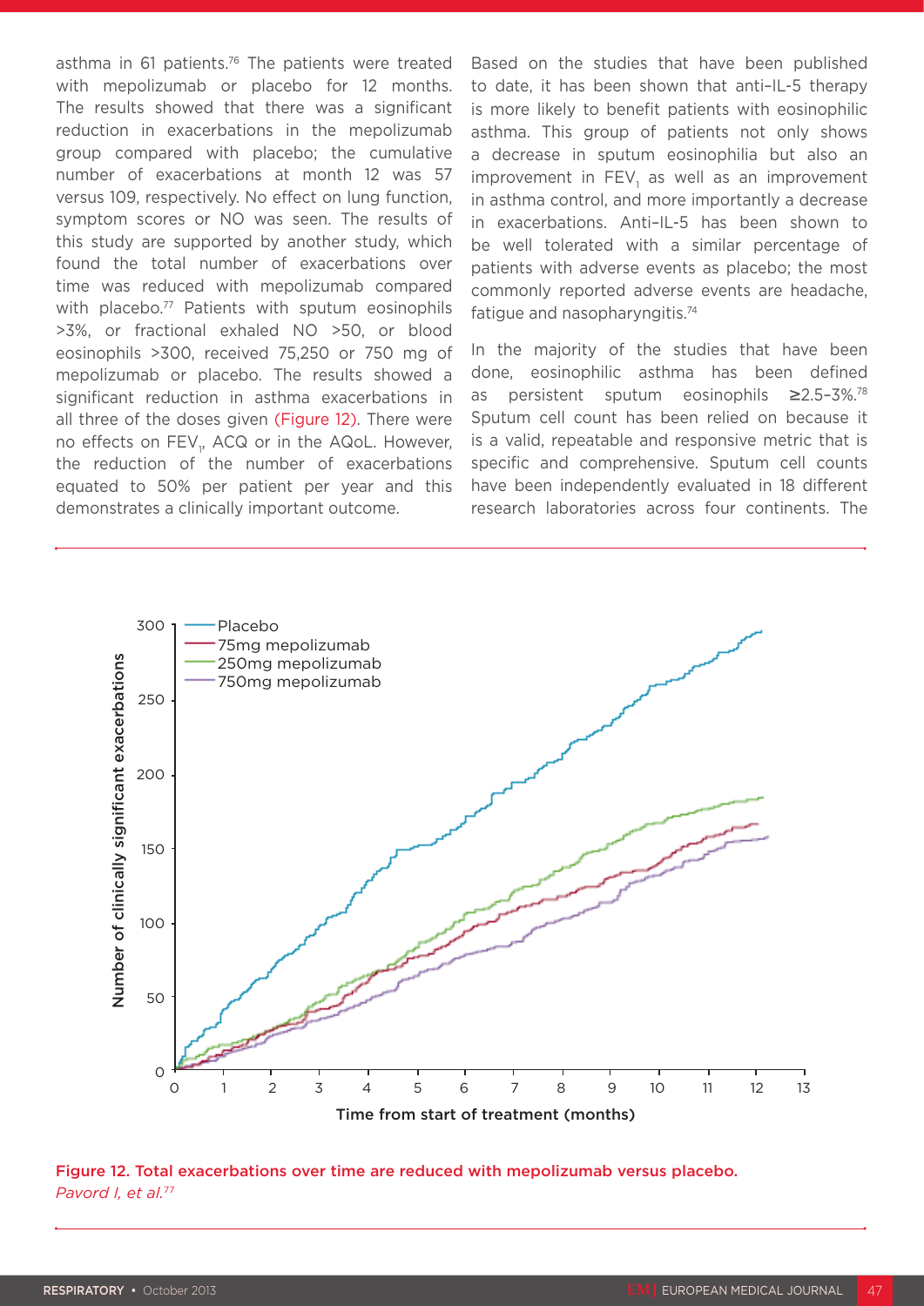asthma in 61 patients.[76] The patients were treated with mepolizumab or placebo for 12 months. The results showed that there was a significant reduction in exacerbations in the mepolizumab group compared with placebo; the cumulative number of exacerbations at month 12 was 57 versus 109, respectively. No effect on lung function, symptom scores or NO was seen. The results of this study are supported by another study, which found the total number of exacerbations over time was reduced with mepolizumab compared with placebo.[77] Patients with sputum eosinophils >3%, or fractional exhaled NO >50, or blood eosinophils >300, received 75,250 or 750 mg of mepolizumab or placebo. The results showed a significant reduction in asthma exacerbations in all three of the doses given (Figure 12). There were no effects on $FEV_1$, ACQ or in the AQoL. However, the reduction of the number of exacerbations equated to 50% per patient per year and this demonstrates a clinically important outcome.

Based on the studies that have been published to date, it has been shown that anti-IL-5 therapy is more likely to benefit patients with eosinophilic asthma. This group of patients not only shows a decrease in sputum eosinophilia but also an improvement in $FEV_1$ as well as an improvement in asthma control, and more importantly a decrease in exacerbations. Anti-IL-5 has been shown to be well tolerated with a similar percentage of patients with adverse events as placebo; the most commonly reported adverse events are headache, fatigue and nasopharyngitis.[74]

In the majority of the studies that have been done, eosinophilic asthma has been defined as persistent sputum eosinophils ≥2.5-3%.[78] Sputum cell count has been relied on because it is a valid, repeatable and responsive metric that is specific and comprehensive. Sputum cell counts have been independently evaluated in 18 different research laboratories across four continents. The

Figure 12. Total exacerbations over time are reduced with mepolizumab versus placebo.
*Pavord I, et al.*[77]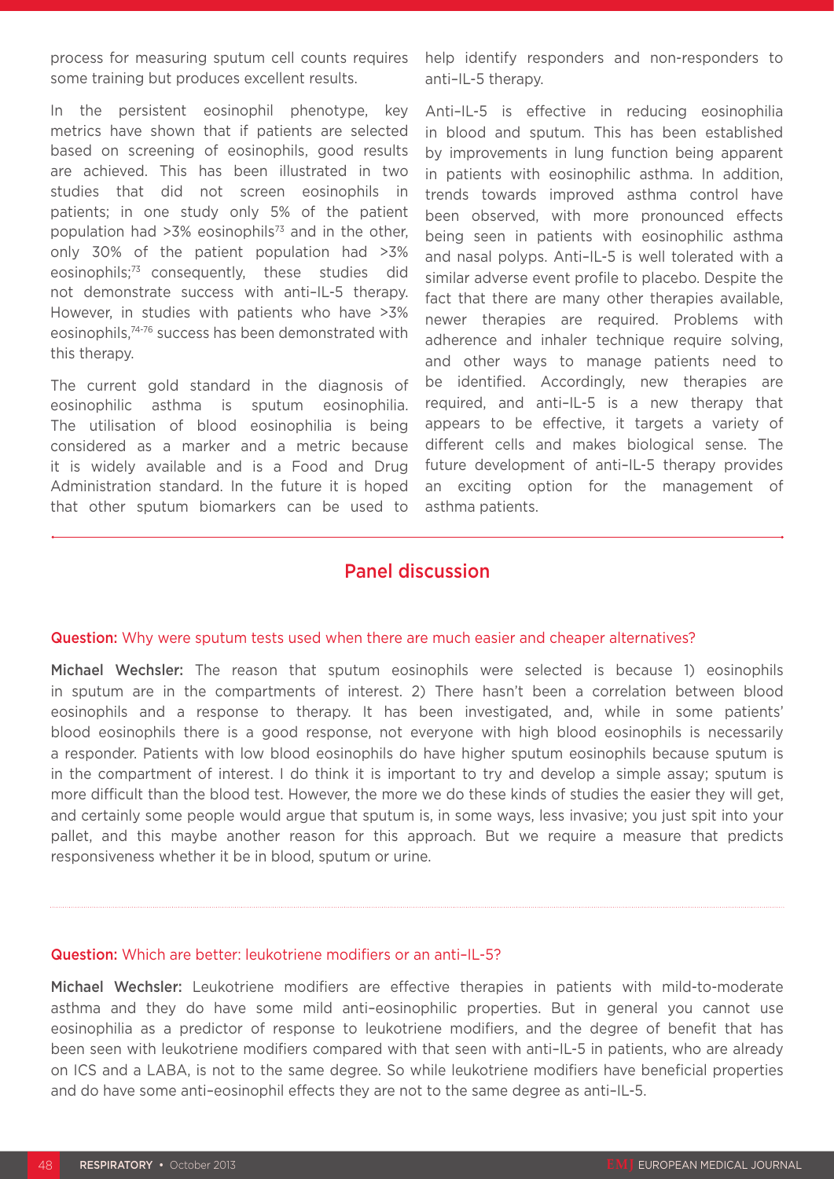process for measuring sputum cell counts requires some training but produces excellent results.

In the persistent eosinophil phenotype, key metrics have shown that if patients are selected based on screening of eosinophils, good results are achieved. This has been illustrated in two studies that did not screen eosinophils in patients; in one study only 5% of the patient population had >3% eosinophils[73] and in the other, only 30% of the patient population had >3% eosinophils;[73] consequently, these studies did not demonstrate success with anti-IL-5 therapy. However, in studies with patients who have >3% eosinophils,[74-76] success has been demonstrated with this therapy.

The current gold standard in the diagnosis of eosinophilic asthma is sputum eosinophilia. The utilisation of blood eosinophilia is being considered as a marker and a metric because it is widely available and is a Food and Drug Administration standard. In the future it is hoped that other sputum biomarkers can be used to help identify responders and non-responders to anti-IL-5 therapy.

Anti-IL-5 is effective in reducing eosinophilia in blood and sputum. This has been established by improvements in lung function being apparent in patients with eosinophilic asthma. In addition, trends towards improved asthma control have been observed, with more pronounced effects being seen in patients with eosinophilic asthma and nasal polyps. Anti-IL-5 is well tolerated with a similar adverse event profile to placebo. Despite the fact that there are many other therapies available, newer therapies are required. Problems with adherence and inhaler technique require solving, and other ways to manage patients need to be identified. Accordingly, new therapies are required, and anti-IL-5 is a new therapy that appears to be effective, it targets a variety of different cells and makes biological sense. The future development of anti-IL-5 therapy provides an exciting option for the management of asthma patients.

## Panel discussion

**Question:** Why were sputum tests used when there are much easier and cheaper alternatives?

**Michael Wechsler:** The reason that sputum eosinophils were selected is because 1) eosinophils in sputum are in the compartments of interest. 2) There hasn't been a correlation between blood eosinophils and a response to therapy. It has been investigated, and, while in some patients' blood eosinophils there is a good response, not everyone with high blood eosinophils is necessarily a responder. Patients with low blood eosinophils do have higher sputum eosinophils because sputum is in the compartment of interest. I do think it is important to try and develop a simple assay; sputum is more difficult than the blood test. However, the more we do these kinds of studies the easier they will get, and certainly some people would argue that sputum is, in some ways, less invasive; you just spit into your pallet, and this maybe another reason for this approach. But we require a measure that predicts responsiveness whether it be in blood, sputum or urine.

**Question:** Which are better: leukotriene modifiers or an anti-IL-5?

**Michael Wechsler:** Leukotriene modifiers are effective therapies in patients with mild-to-moderate asthma and they do have some mild anti-eosinophilic properties. But in general you cannot use eosinophilia as a predictor of response to leukotriene modifiers, and the degree of benefit that has been seen with leukotriene modifiers compared with that seen with anti-IL-5 in patients, who are already on ICS and a LABA, is not to the same degree. So while leukotriene modifiers have beneficial properties and do have some anti-eosinophil effects they are not to the same degree as anti-IL-5.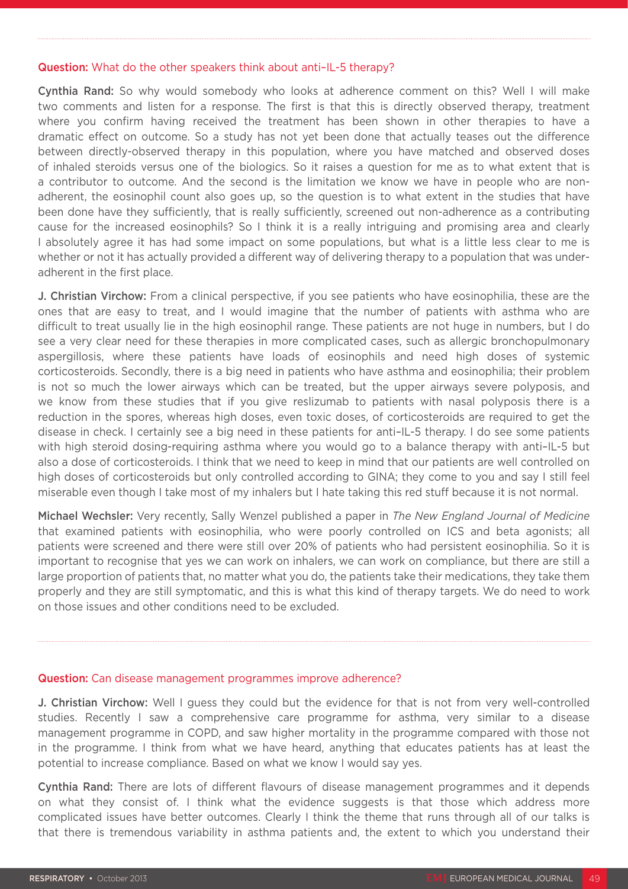**Question:** What do the other speakers think about anti–IL-5 therapy?

**Cynthia Rand:** So why would somebody who looks at adherence comment on this? Well I will make two comments and listen for a response. The first is that this is directly observed therapy, treatment where you confirm having received the treatment has been shown in other therapies to have a dramatic effect on outcome. So a study has not yet been done that actually teases out the difference between directly-observed therapy in this population, where you have matched and observed doses of inhaled steroids versus one of the biologics. So it raises a question for me as to what extent that is a contributor to outcome. And the second is the limitation we know we have in people who are non-adherent, the eosinophil count also goes up, so the question is to what extent in the studies that have been done have they sufficiently, that is really sufficiently, screened out non-adherence as a contributing cause for the increased eosinophils? So I think it is a really intriguing and promising area and clearly I absolutely agree it has had some impact on some populations, but what is a little less clear to me is whether or not it has actually provided a different way of delivering therapy to a population that was under-adherent in the first place.

**J. Christian Virchow:** From a clinical perspective, if you see patients who have eosinophilia, these are the ones that are easy to treat, and I would imagine that the number of patients with asthma who are difficult to treat usually lie in the high eosinophil range. These patients are not huge in numbers, but I do see a very clear need for these therapies in more complicated cases, such as allergic bronchopulmonary aspergillosis, where these patients have loads of eosinophils and need high doses of systemic corticosteroids. Secondly, there is a big need in patients who have asthma and eosinophilia; their problem is not so much the lower airways which can be treated, but the upper airways severe polyposis, and we know from these studies that if you give reslizumab to patients with nasal polyposis there is a reduction in the spores, whereas high doses, even toxic doses, of corticosteroids are required to get the disease in check. I certainly see a big need in these patients for anti–IL-5 therapy. I do see some patients with high steroid dosing-requiring asthma where you would go to a balance therapy with anti–IL-5 but also a dose of corticosteroids. I think that we need to keep in mind that our patients are well controlled on high doses of corticosteroids but only controlled according to GINA; they come to you and say I still feel miserable even though I take most of my inhalers but I hate taking this red stuff because it is not normal.

**Michael Wechsler:** Very recently, Sally Wenzel published a paper in *The New England Journal of Medicine* that examined patients with eosinophilia, who were poorly controlled on ICS and beta agonists; all patients were screened and there were still over 20% of patients who had persistent eosinophilia. So it is important to recognise that yes we can work on inhalers, we can work on compliance, but there are still a large proportion of patients that, no matter what you do, the patients take their medications, they take them properly and they are still symptomatic, and this is what this kind of therapy targets. We do need to work on those issues and other conditions need to be excluded.

**Question:** Can disease management programmes improve adherence?

**J. Christian Virchow:** Well I guess they could but the evidence for that is not from very well-controlled studies. Recently I saw a comprehensive care programme for asthma, very similar to a disease management programme in COPD, and saw higher mortality in the programme compared with those not in the programme. I think from what we have heard, anything that educates patients has at least the potential to increase compliance. Based on what we know I would say yes.

**Cynthia Rand:** There are lots of different flavours of disease management programmes and it depends on what they consist of. I think what the evidence suggests is that those which address more complicated issues have better outcomes. Clearly I think the theme that runs through all of our talks is that there is tremendous variability in asthma patients and, the extent to which you understand their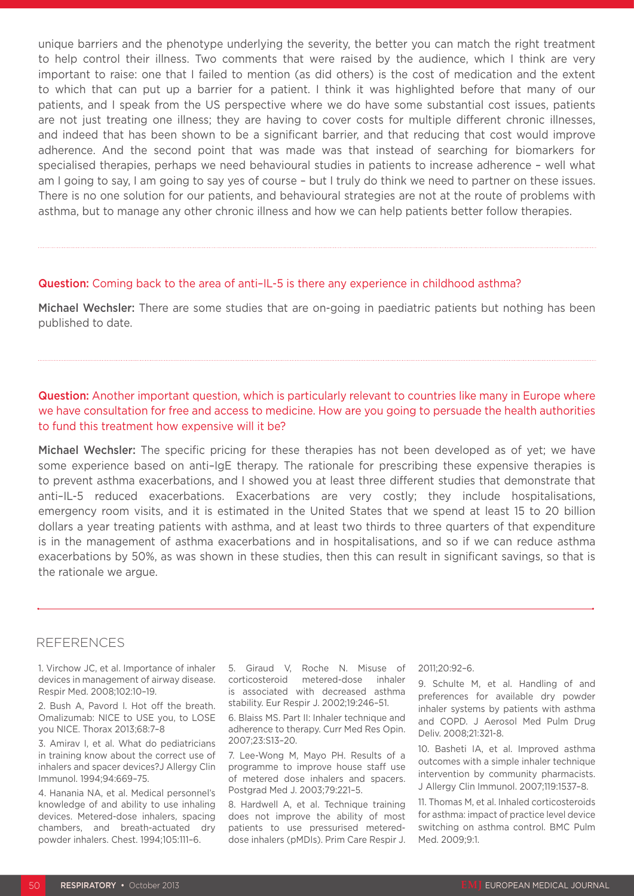unique barriers and the phenotype underlying the severity, the better you can match the right treatment to help control their illness. Two comments that were raised by the audience, which I think are very important to raise: one that I failed to mention (as did others) is the cost of medication and the extent to which that can put up a barrier for a patient. I think it was highlighted before that many of our patients, and I speak from the US perspective where we do have some substantial cost issues, patients are not just treating one illness; they are having to cover costs for multiple different chronic illnesses, and indeed that has been shown to be a significant barrier, and that reducing that cost would improve adherence. And the second point that was made was that instead of searching for biomarkers for specialised therapies, perhaps we need behavioural studies in patients to increase adherence – well what am I going to say, I am going to say yes of course – but I truly do think we need to partner on these issues. There is no one solution for our patients, and behavioural strategies are not at the route of problems with asthma, but to manage any other chronic illness and how we can help patients better follow therapies.

---

**Question:** Coming back to the area of anti-IL-5 is there any experience in childhood asthma?

**Michael Wechsler:** There are some studies that are on-going in paediatric patients but nothing has been published to date.

---

**Question:** Another important question, which is particularly relevant to countries like many in Europe where we have consultation for free and access to medicine. How are you going to persuade the health authorities to fund this treatment how expensive will it be?

**Michael Wechsler:** The specific pricing for these therapies has not been developed as of yet; we have some experience based on anti-IgE therapy. The rationale for prescribing these expensive therapies is to prevent asthma exacerbations, and I showed you at least three different studies that demonstrate that anti-IL-5 reduced exacerbations. Exacerbations are very costly; they include hospitalisations, emergency room visits, and it is estimated in the United States that we spend at least 15 to 20 billion dollars a year treating patients with asthma, and at least two thirds to three quarters of that expenditure is in the management of asthma exacerbations and in hospitalisations, and so if we can reduce asthma exacerbations by 50%, as was shown in these studies, then this can result in significant savings, so that is the rationale we argue.

---

## REFERENCES

1. Virchow JC, et al. Importance of inhaler devices in management of airway disease. Respir Med. 2008;102:10-19.
2. Bush A, Pavord I. Hot off the breath. Omalizumab: NICE to USE you, to LOSE you NICE. Thorax 2013;68:7-8
3. Amirav I, et al. What do pediatricians in training know about the correct use of inhalers and spacer devices?J Allergy Clin Immunol. 1994;94:669–75.
4. Hanania NA, et al. Medical personnel's knowledge of and ability to use inhaling devices. Metered-dose inhalers, spacing chambers, and breath-actuated dry powder inhalers. Chest. 1994;105:111–6.
5. Giraud V, Roche N. Misuse of corticosteroid metered-dose inhaler is associated with decreased asthma stability. Eur Respir J. 2002;19:246–51.
6. Blaiss MS. Part II: Inhaler technique and adherence to therapy. Curr Med Res Opin. 2007;23:S13–20.
7. Lee-Wong M, Mayo PH. Results of a programme to improve house staff use of metered dose inhalers and spacers. Postgrad Med J. 2003;79:221–5.
8. Hardwell A, et al. Technique training does not improve the ability of most patients to use pressurised metered-dose inhalers (pMDIs). Prim Care Respir J. 2011;20:92–6.
9. Schulte M, et al. Handling of and preferences for available dry powder inhaler systems by patients with asthma and COPD. J Aerosol Med Pulm Drug Deliv. 2008;21:321-8.
10. Basheti IA, et al. Improved asthma outcomes with a simple inhaler technique intervention by community pharmacists. J Allergy Clin Immunol. 2007;119:1537–8.
11. Thomas M, et al. Inhaled corticosteroids for asthma: impact of practice level device switching on asthma control. BMC Pulm Med. 2009;9:1.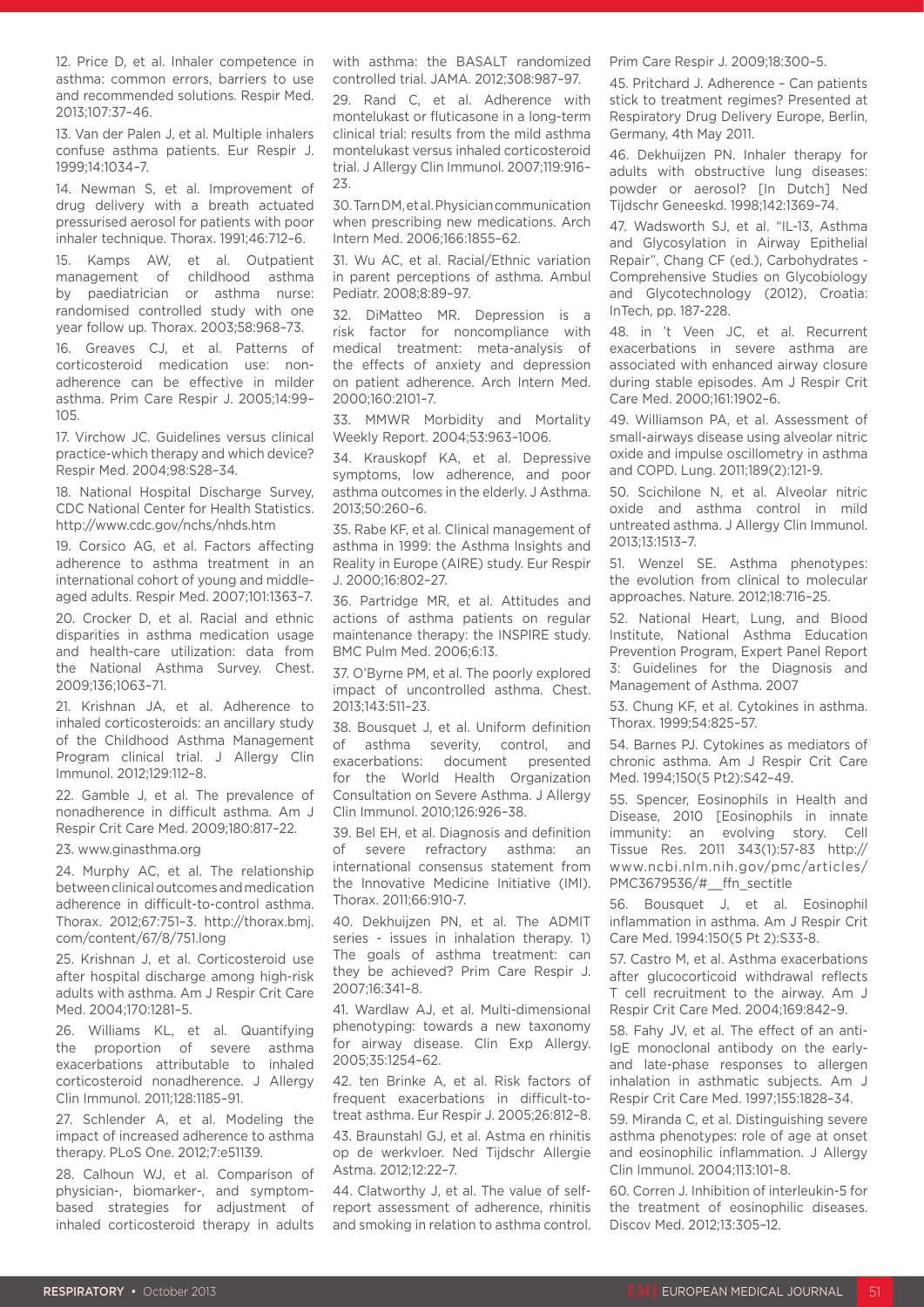12. Price D, et al. Inhaler competence in asthma: common errors, barriers to use and recommended solutions. Respir Med. 2013;107:37–46.

13. Van der Palen J, et al. Multiple inhalers confuse asthma patients. Eur Respir J. 1999;14:1034–7.

14. Newman S, et al. Improvement of drug delivery with a breath actuated pressurised aerosol for patients with poor inhaler technique. Thorax. 1991;46:712–6.

15. Kamps AW, et al. Outpatient management of childhood asthma by paediatrician or asthma nurse: randomised controlled study with one year follow up. Thorax. 2003;58:968–73.

16. Greaves CJ, et al. Patterns of corticosteroid medication use: non-adherence can be effective in milder asthma. Prim Care Respir J. 2005;14:99–105.

17. Virchow JC. Guidelines versus clinical practice-which therapy and which device? Respir Med. 2004;98:S28–34.

18. National Hospital Discharge Survey, CDC National Center for Health Statistics. http://www.cdc.gov/nchs/nhds.htm

19. Corsico AG, et al. Factors affecting adherence to asthma treatment in an international cohort of young and middle-aged adults. Respir Med. 2007;101:1363–7.

20. Crocker D, et al. Racial and ethnic disparities in asthma medication usage and health-care utilization: data from the National Asthma Survey. Chest. 2009;136;1063–71.

21. Krishnan JA, et al. Adherence to inhaled corticosteroids: an ancillary study of the Childhood Asthma Management Program clinical trial. J Allergy Clin Immunol. 2012;129:112–8.

22. Gamble J, et al. The prevalence of nonadherence in difficult asthma. Am J Respir Crit Care Med. 2009;180:817–22.

23. www.ginasthma.org

24. Murphy AC, et al. The relationship between clinical outcomes and medication adherence in difficult-to-control asthma. Thorax. 2012;67:751–3. http://thorax.bmj.com/content/67/8/751.long

25. Krishnan J, et al. Corticosteroid use after hospital discharge among high-risk adults with asthma. Am J Respir Crit Care Med. 2004;170:1281–5.

26. Williams KL, et al. Quantifying the proportion of severe asthma exacerbations attributable to inhaled corticosteroid nonadherence. J Allergy Clin Immunol. 2011;128:1185–91.

27. Schlender A, et al. Modeling the impact of increased adherence to asthma therapy. PLoS One. 2012;7:e51139.

28. Calhoun WJ, et al. Comparison of physician-, biomarker-, and symptom-based strategies for adjustment of inhaled corticosteroid therapy in adults with asthma: the BASALT randomized controlled trial. JAMA. 2012;308:987–97.

29. Rand C, et al. Adherence with montelukast or fluticasone in a long-term clinical trial: results from the mild asthma montelukast versus inhaled corticosteroid trial. J Allergy Clin Immunol. 2007;119:916–23.

30. Tarn DM, et al. Physician communication when prescribing new medications. Arch Intern Med. 2006;166:1855–62.

31. Wu AC, et al. Racial/Ethnic variation in parent perceptions of asthma. Ambul Pediatr. 2008;8:89–97.

32. DiMatteo MR. Depression is a risk factor for noncompliance with medical treatment: meta-analysis of the effects of anxiety and depression on patient adherence. Arch Intern Med. 2000;160:2101–7.

33. MMWR Morbidity and Mortality Weekly Report. 2004;53:963–1006.

34. Krauskopf KA, et al. Depressive symptoms, low adherence, and poor asthma outcomes in the elderly. J Asthma. 2013;50:260–6.

35. Rabe KF, et al. Clinical management of asthma in 1999: the Asthma Insights and Reality in Europe (AIRE) study. Eur Respir J. 2000;16:802–27.

36. Partridge MR, et al. Attitudes and actions of asthma patients on regular maintenance therapy: the INSPIRE study. BMC Pulm Med. 2006;6:13.

37. O'Byrne PM, et al. The poorly explored impact of uncontrolled asthma. Chest. 2013;143:511–23.

38. Bousquet J, et al. Uniform definition of asthma severity, control, and exacerbations: document presented for the World Health Organization Consultation on Severe Asthma. J Allergy Clin Immunol. 2010;126:926–38.

39. Bel EH, et al. Diagnosis and definition of severe refractory asthma: an international consensus statement from the Innovative Medicine Initiative (IMI). Thorax. 2011;66:910-7.

40. Dekhuijzen PN, et al. The ADMIT series - issues in inhalation therapy. 1) The goals of asthma treatment: can they be achieved? Prim Care Respir J. 2007;16:341–8.

41. Wardlaw AJ, et al. Multi-dimensional phenotyping: towards a new taxonomy for airway disease. Clin Exp Allergy. 2005;35:1254–62.

42. ten Brinke A, et al. Risk factors of frequent exacerbations in difficult-to-treat asthma. Eur Respir J. 2005;26:812–8.

43. Braunstahl GJ, et al. Astma en rhinitis op de werkvloer. Ned Tijdschr Allergie Astma. 2012;12:22–7.

44. Clatworthy J, et al. The value of self-report assessment of adherence, rhinitis and smoking in relation to asthma control. Prim Care Respir J. 2009;18:300–5.

45. Pritchard J. Adherence – Can patients stick to treatment regimes? Presented at Respiratory Drug Delivery Europe, Berlin, Germany, 4th May 2011.

46. Dekhuijzen PN. Inhaler therapy for adults with obstructive lung diseases: powder or aerosol? [In Dutch] Ned Tijdschr Geneeskd. 1998;142:1369–74.

47. Wadsworth SJ, et al. "IL-13, Asthma and Glycosylation in Airway Epithelial Repair", Chang CF (ed.), Carbohydrates - Comprehensive Studies on Glycobiology and Glycotechnology (2012), Croatia: InTech, pp. 187-228.

48. in 't Veen JC, et al. Recurrent exacerbations in severe asthma are associated with enhanced airway closure during stable episodes. Am J Respir Crit Care Med. 2000;161:1902–6.

49. Williamson PA, et al. Assessment of small-airways disease using alveolar nitric oxide and impulse oscillometry in asthma and COPD. Lung. 2011;189(2):121-9.

50. Scichilone N, et al. Alveolar nitric oxide and asthma control in mild untreated asthma. J Allergy Clin Immunol. 2013;13:1513–7.

51. Wenzel SE. Asthma phenotypes: the evolution from clinical to molecular approaches. Nature. 2012;18:716–25.

52. National Heart, Lung, and Blood Institute, National Asthma Education Prevention Program, Expert Panel Report 3: Guidelines for the Diagnosis and Management of Asthma. 2007

53. Chung KF, et al. Cytokines in asthma. Thorax. 1999;54:825–57.

54. Barnes PJ. Cytokines as mediators of chronic asthma. Am J Respir Crit Care Med. 1994;150(5 Pt2):S42–49.

55. Spencer, Eosinophils in Health and Disease, 2010 [Eosinophils in innate immunity: an evolving story. Cell Tissue Res. 2011 343(1):57-83 http://www.ncbi.nlm.nih.gov/pmc/articles/PMC3679536/#__ffn_sectitle

56. Bousquet J, et al. Eosinophil inflammation in asthma. Am J Respir Crit Care Med. 1994:150(5 Pt 2):S33-8.

57. Castro M, et al. Asthma exacerbations after glucocorticoid withdrawal reflects T cell recruitment to the airway. Am J Respir Crit Care Med. 2004;169:842–9.

58. Fahy JV, et al. The effect of an anti-IgE monoclonal antibody on the early- and late-phase responses to allergen inhalation in asthmatic subjects. Am J Respir Crit Care Med. 1997;155:1828–34.

59. Miranda C, et al. Distinguishing severe asthma phenotypes: role of age at onset and eosinophilic inflammation. J Allergy Clin Immunol. 2004;113:101–8.

60. Corren J. Inhibition of interleukin-5 for the treatment of eosinophilic diseases. Discov Med. 2012;13:305–12.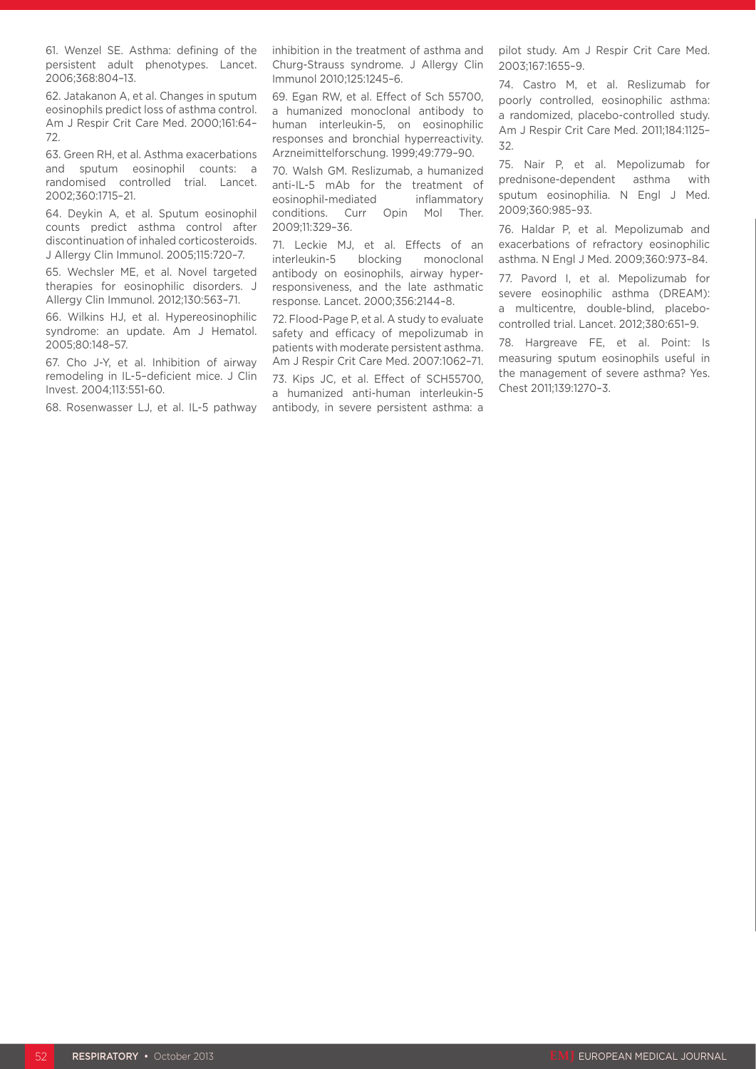61. Wenzel SE. Asthma: defining of the persistent adult phenotypes. Lancet. 2006;368:804–13.

62. Jatakanon A, et al. Changes in sputum eosinophils predict loss of asthma control. Am J Respir Crit Care Med. 2000;161:64–72.

63. Green RH, et al. Asthma exacerbations and sputum eosinophil counts: a randomised controlled trial. Lancet. 2002;360:1715–21.

64. Deykin A, et al. Sputum eosinophil counts predict asthma control after discontinuation of inhaled corticosteroids. J Allergy Clin Immunol. 2005;115:720–7.

65. Wechsler ME, et al. Novel targeted therapies for eosinophilic disorders. J Allergy Clin Immunol. 2012;130:563–71.

66. Wilkins HJ, et al. Hypereosinophilic syndrome: an update. Am J Hematol. 2005;80:148–57.

67. Cho J-Y, et al. Inhibition of airway remodeling in IL-5–deficient mice. J Clin Invest. 2004;113:551-60.

68. Rosenwasser LJ, et al. IL-5 pathway inhibition in the treatment of asthma and Churg-Strauss syndrome. J Allergy Clin Immunol 2010;125:1245–6.

69. Egan RW, et al. Effect of Sch 55700, a humanized monoclonal antibody to human interleukin-5, on eosinophilic responses and bronchial hyperreactivity. Arzneimittelforschung. 1999;49:779–90.

70. Walsh GM. Reslizumab, a humanized anti-IL-5 mAb for the treatment of eosinophil-mediated inflammatory conditions. Curr Opin Mol Ther. 2009;11:329–36.

71. Leckie MJ, et al. Effects of an interleukin-5 blocking monoclonal antibody on eosinophils, airway hyper-responsiveness, and the late asthmatic response. Lancet. 2000;356:2144–8.

72. Flood-Page P, et al. A study to evaluate safety and efficacy of mepolizumab in patients with moderate persistent asthma. Am J Respir Crit Care Med. 2007:1062–71.

73. Kips JC, et al. Effect of SCH55700, a humanized anti-human interleukin-5 antibody, in severe persistent asthma: a pilot study. Am J Respir Crit Care Med. 2003;167:1655–9.

74. Castro M, et al. Reslizumab for poorly controlled, eosinophilic asthma: a randomized, placebo-controlled study. Am J Respir Crit Care Med. 2011;184:1125–32.

75. Nair P, et al. Mepolizumab for prednisone-dependent asthma with sputum eosinophilia. N Engl J Med. 2009;360:985–93.

76. Haldar P, et al. Mepolizumab and exacerbations of refractory eosinophilic asthma. N Engl J Med. 2009;360:973–84.

77. Pavord I, et al. Mepolizumab for severe eosinophilic asthma (DREAM): a multicentre, double-blind, placebo-controlled trial. Lancet. 2012;380:651–9.

78. Hargreave FE, et al. Point: Is measuring sputum eosinophils useful in the management of severe asthma? Yes. Chest 2011;139:1270–3.